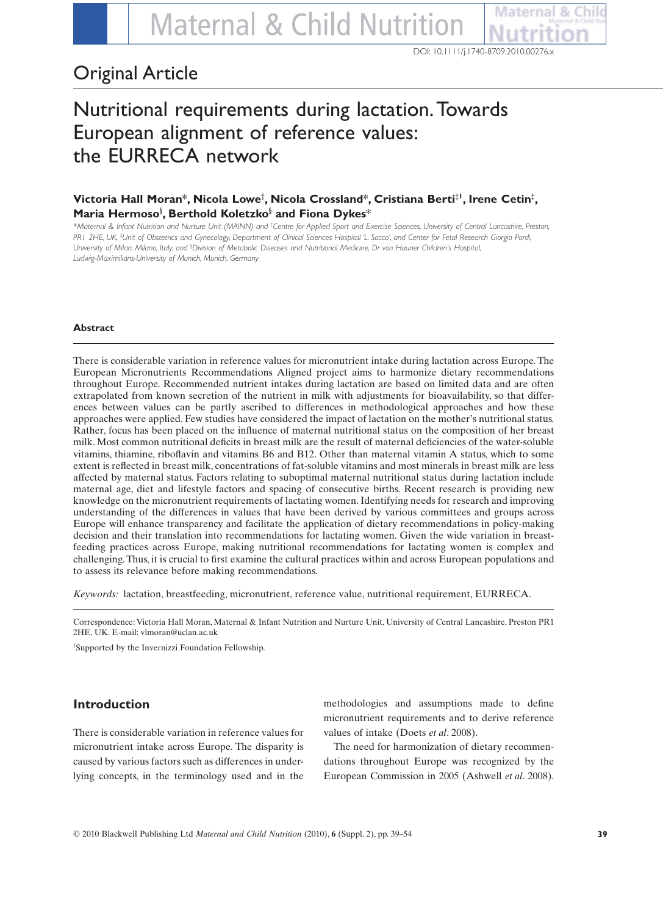Original Article

# Nutritional requirements during lactation. Towards European alignment of reference values: the EURRECA network

**Victoria Hall Moran*, Nicola Lowe†, Nicola Crossland*, Cristiana Berti‡1, Irene Cetin‡, Maria Hermoso§, Berthold Koletzko§ and Fiona Dykes***

*Maternal & Infant Nutrition and Nurture Unit (MAINN) and †Centre for Applied Sport and Exercise Sciences, University of Central Lancashire, Preston, PR1 2HE, UK, ‡Unit of Obstetrics and Gynecology, Department of Clinical Sciences Hospital 'L. Sacco', and Center for Fetal Research Giorgio Pardi, University of Milan, Milano, Italy, and §Division of Metabolic Diseases and Nutritional Medicine, Dr von Hauner Children's Hospital, Ludwig-Maximilians-University of Munich, Munich, Germany*

### Abstract

There is considerable variation in reference values for micronutrient intake during lactation across Europe. The European Micronutrients Recommendations Aligned project aims to harmonize dietary recommendations throughout Europe. Recommended nutrient intakes during lactation are based on limited data and are often extrapolated from known secretion of the nutrient in milk with adjustments for bioavailability, so that differences between values can be partly ascribed to differences in methodological approaches and how these approaches were applied. Few studies have considered the impact of lactation on the mother's nutritional status. Rather, focus has been placed on the influence of maternal nutritional status on the composition of her breast milk. Most common nutritional deficits in breast milk are the result of maternal deficiencies of the water-soluble vitamins, thiamine, riboflavin and vitamins B6 and B12. Other than maternal vitamin A status, which to some extent is reflected in breast milk, concentrations of fat-soluble vitamins and most minerals in breast milk are less affected by maternal status. Factors relating to suboptimal maternal nutritional status during lactation include maternal age, diet and lifestyle factors and spacing of consecutive births. Recent research is providing new knowledge on the micronutrient requirements of lactating women. Identifying needs for research and improving understanding of the differences in values that have been derived by various committees and groups across Europe will enhance transparency and facilitate the application of dietary recommendations in policy-making decision and their translation into recommendations for lactating women. Given the wide variation in breastfeeding practices across Europe, making nutritional recommendations for lactating women is complex and challenging. Thus, it is crucial to first examine the cultural practices within and across European populations and to assess its relevance before making recommendations.

*Keywords:* lactation, breastfeeding, micronutrient, reference value, nutritional requirement, EURRECA.

Correspondence: Victoria Hall Moran, Maternal & Infant Nutrition and Nurture Unit, University of Central Lancashire, Preston PR1 2HE, UK. E-mail: vlmoran@uclan.ac.uk

[1]Supported by the Invernizzi Foundation Fellowship.

## Introduction

There is considerable variation in reference values for micronutrient intake across Europe. The disparity is caused by various factors such as differences in underlying concepts, in the terminology used and in the methodologies and assumptions made to define micronutrient requirements and to derive reference values of intake (Doets *et al*. 2008).

The need for harmonization of dietary recommendations throughout Europe was recognized by the European Commission in 2005 (Ashwell *et al*. 2008).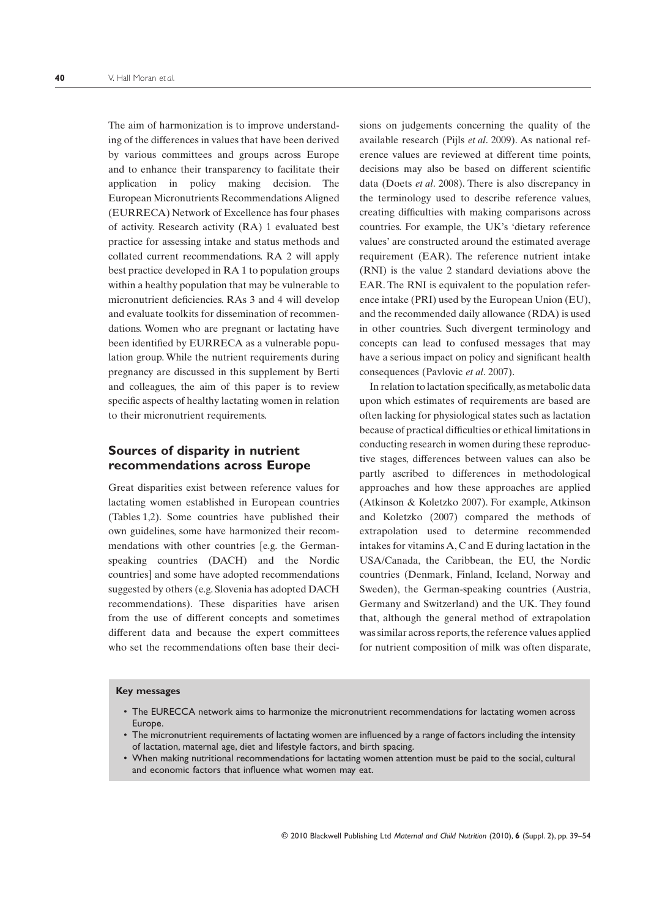The aim of harmonization is to improve understanding of the differences in values that have been derived by various committees and groups across Europe and to enhance their transparency to facilitate their application in policy making decision. The European Micronutrients Recommendations Aligned (EURRECA) Network of Excellence has four phases of activity. Research activity (RA) 1 evaluated best practice for assessing intake and status methods and collated current recommendations. RA 2 will apply best practice developed in RA 1 to population groups within a healthy population that may be vulnerable to micronutrient deficiencies. RAs 3 and 4 will develop and evaluate toolkits for dissemination of recommendations. Women who are pregnant or lactating have been identified by EURRECA as a vulnerable population group. While the nutrient requirements during pregnancy are discussed in this supplement by Berti and colleagues, the aim of this paper is to review specific aspects of healthy lactating women in relation to their micronutrient requirements.

## Sources of disparity in nutrient recommendations across Europe

Great disparities exist between reference values for lactating women established in European countries (Tables 1,2). Some countries have published their own guidelines, some have harmonized their recommendations with other countries [e.g. the German-speaking countries (DACH) and the Nordic countries] and some have adopted recommendations suggested by others (e.g. Slovenia has adopted DACH recommendations). These disparities have arisen from the use of different concepts and sometimes different data and because the expert committees who set the recommendations often base their decisions on judgements concerning the quality of the available research (Pijls *et al*. 2009). As national reference values are reviewed at different time points, decisions may also be based on different scientific data (Doets *et al*. 2008). There is also discrepancy in the terminology used to describe reference values, creating difficulties with making comparisons across countries. For example, the UK's 'dietary reference values' are constructed around the estimated average requirement (EAR). The reference nutrient intake (RNI) is the value 2 standard deviations above the EAR. The RNI is equivalent to the population reference intake (PRI) used by the European Union (EU), and the recommended daily allowance (RDA) is used in other countries. Such divergent terminology and concepts can lead to confused messages that may have a serious impact on policy and significant health consequences (Pavlovic *et al*. 2007).

In relation to lactation specifically, as metabolic data upon which estimates of requirements are based are often lacking for physiological states such as lactation because of practical difficulties or ethical limitations in conducting research in women during these reproductive stages, differences between values can also be partly ascribed to differences in methodological approaches and how these approaches are applied (Atkinson & Koletzko 2007). For example, Atkinson and Koletzko (2007) compared the methods of extrapolation used to determine recommended intakes for vitamins A, C and E during lactation in the USA/Canada, the Caribbean, the EU, the Nordic countries (Denmark, Finland, Iceland, Norway and Sweden), the German-speaking countries (Austria, Germany and Switzerland) and the UK. They found that, although the general method of extrapolation was similar across reports, the reference values applied for nutrient composition of milk was often disparate,

**Key messages**

- The EURECCA network aims to harmonize the micronutrient recommendations for lactating women across Europe.
- The micronutrient requirements of lactating women are influenced by a range of factors including the intensity of lactation, maternal age, diet and lifestyle factors, and birth spacing.
- When making nutritional recommendations for lactating women attention must be paid to the social, cultural and economic factors that influence what women may eat.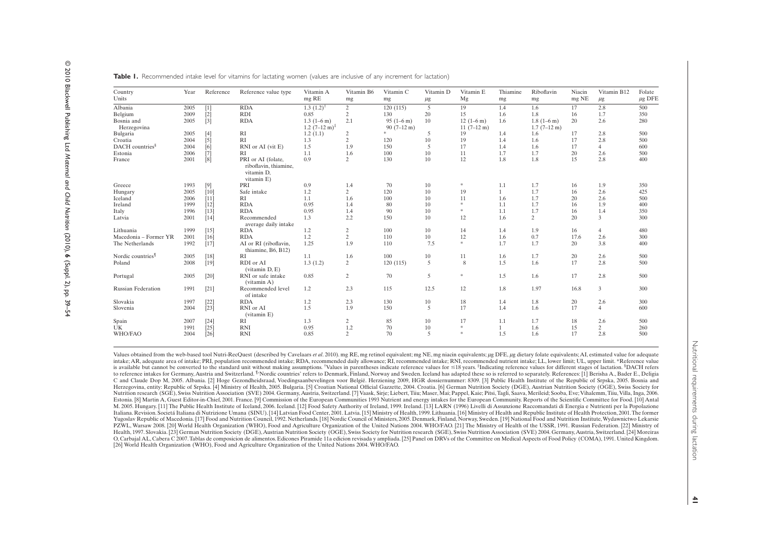**Table 1.** Recommended intake level for vitamins for lactating women (values are inclusive of any increment for lactation)

| Country<br>Units | Year | Reference | Reference value type | Vitamin A<br>mg RE | Vitamin B6<br>mg | Vitamin C<br>mg | Vitamin D<br>$\mu$g | Vitamin E<br>Mg | Thiamine<br>mg | Riboflavin<br>mg | Niacin<br>mg NE | Vitamin B12<br>$\mu$g | Folate<br>$\mu$g DFE |
|---|---|---|---|---|---|---|---|---|---|---|---|---|---|
| Albania | 2005 | [1] | RDA | 1.3 (1.2)[†] | 2 | 120 (115) | 5 | 19 | 1.4 | 1.6 | 17 | 2.8 | 500 |
| Belgium | 2009 | [2] | RDI | 0.85 | 2 | 130 | 20 | 15 | 1.6 | 1.8 | 16 | 1.7 | 350 |
| Bosnia and Herzegovina | 2005 | [3] | RDA | 1.3 (1–6 m)<br>1.2 (7–12 m)[‡] | 2.1 | 95 (1–6 m)<br>90 (7–12 m) | 10 | 12 (1–6 m)<br>11 (7–12 m) | 1.6 | 1.8 (1–6 m)<br>1.7 (7–12 m) | 20 | 2.6 | 280 |
| Bulgaria | 2005 | [4] | RI | 1.2 (1.1) | 2 | * | 5 | 19 | 1.4 | 1.6 | 17 | 2.8 | 500 |
| Croatia | 2004 | [5] | RI | 1.3 | 2 | 120 | 10 | 19 | 1.4 | 1.6 | 17 | 2.8 | 500 |
| DACH countries[§] | 2004 | [6] | RNI or AI (vit E) | 1.5 | 1.9 | 150 | 5 | 17 | 1.4 | 1.6 | 17 | 4 | 600 |
| Estonia | 2006 | [7] | RI | 1.1 | 1.6 | 100 | 10 | 11 | 1.7 | 1.7 | 20 | 2.6 | 500 |
| France | 2001 | [8] | PRI or AI (folate, riboflavin, thiamine, vitamin D, vitamin E) | 0.9 | 2 | 130 | 10 | 12 | 1.8 | 1.8 | 15 | 2.8 | 400 |
| Greece | 1993 | [9] | PRI | 0.9 | 1.4 | 70 | 10 | * | 1.1 | 1.7 | 16 | 1.9 | 350 |
| Hungary | 2005 | [10] | Safe intake | 1.2 | 2 | 120 | 10 | 19 | 1 | 1.7 | 16 | 2.6 | 425 |
| Iceland | 2006 | [11] | RI | 1.1 | 1.6 | 100 | 10 | 11 | 1.6 | 1.7 | 20 | 2.6 | 500 |
| Ireland | 1999 | [12] | RDA | 0.95 | 1.4 | 80 | 10 | * | 1.1 | 1.7 | 16 | 1.9 | 400 |
| Italy | 1996 | [13] | RDA | 0.95 | 1.4 | 90 | 10 | * | 1.1 | 1.7 | 16 | 1.4 | 350 |
| Latvia | 2001 | [14] | Recommended average daily intake | 1.3 | 2.2 | 150 | 10 | 12 | 1.6 | 2 | 20 | 3 | 300 |
| Lithuania | 1999 | [15] | RDA | 1.2 | 2 | 100 | 10 | 14 | 1.4 | 1.9 | 16 | 4 | 480 |
| Macedonia – Former YR | 2001 | [16] | RDA | 1.2 | 2 | 110 | 10 | 12 | 1.6 | 0.7 | 17.6 | 2.6 | 300 |
| The Netherlands | 1992 | [17] | AI or RI (riboflavin, thiamine, B6, B12) | 1.25 | 1.9 | 110 | 7.5 | * | 1.7 | 1.7 | 20 | 3.8 | 400 |
| Nordic countries[¶] | 2005 | [18] | RI | 1.1 | 1.6 | 100 | 10 | 11 | 1.6 | 1.7 | 20 | 2.6 | 500 |
| Poland | 2008 | [19] | RDI or AI (vitamin D, E) | 1.3 (1.2) | 2 | 120 (115) | 5 | 8 | 1.5 | 1.6 | 17 | 2.8 | 500 |
| Portugal | 2005 | [20] | RNI or safe intake (vitamin A) | 0.85 | 2 | 70 | 5 | * | 1.5 | 1.6 | 17 | 2.8 | 500 |
| Russian Federation | 1991 | [21] | Recommended level of intake | 1.2 | 2.3 | 115 | 12.5 | 12 | 1.8 | 1.97 | 16.8 | 3 | 300 |
| Slovakia | 1997 | [22] | RDA | 1.2 | 2.3 | 130 | 10 | 18 | 1.4 | 1.8 | 20 | 2.6 | 300 |
| Slovenia | 2004 | [23] | RNI or AI (vitamin E) | 1.5 | 1.9 | 150 | 5 | 17 | 1.4 | 1.6 | 17 | 4 | 600 |
| Spain | 2007 | [24] | RI | 1.3 | 2 | 85 | 10 | 17 | 1.1 | 1.7 | 18 | 2.6 | 500 |
| UK | 1991 | [25] | RNI | 0.95 | 1.2 | 70 | 10 | * | 1 | 1.6 | 15 | 2 | 260 |
| WHO/FAO | 2004 | [26] | RNI | 0.85 | 2 | 70 | 5 | * | 1.5 | 1.6 | 17 | 2.8 | 500 |

Values obtained from the web-based tool Nutri-RecQuest (described by Cavelaars *et al.* 2010). mg RE, mg retinol equivalent; mg NE, mg niacin equivalents; $\mu$g DFE, $\mu$g dietary folate equivalents; AI, estimated value for adequate intake; AR, adequate area of intake; PRI, population recommended intake; RDA, recommended daily allowance; RI, recommended intake; RNI, recommended nutrient intake; LL, lower limit; UL, upper limit. *Reference value is available but cannot be converted to the standard unit without making assumptions. †Values in parentheses indicate reference values for ≤18 years. ‡Indicating reference values for different stages of lactation. §DACH refers to reference intakes for Germany, Austria and Switzerland. ¶'Nordic countries' refers to Denmark, Finland, Norway and Sweden. Iceland has adapted these so is referred to separately. References: [1] Berisha A., Bader E., Deligia C and Claude Dop M, 2005. Albania. [2] Hoge Gezondheidsraad, Voedingsaanbevelingen voor België. Herziening 2009, HGR dossiernummer: 8309. [3] Public Health Institute of the Republic of Srpska, 2005. Bosnia and Herzegovina, entity: Republic of Srpska. [4] Ministry of Health, 2005. Bulgaria. [5] Croatian National Official Gazzette, 2004. Croatia. [6] German Nutrition Society (DGE), Austrian Nutrition Society (ÖGE), Swiss Society for Nutrition research (SGE), Swiss Nutrition Association (SVE) 2004. Germany, Austria, Switzerland. [7] Vaask, Sirje; Liebert, Tiiu; Maser, Mai; Pappel, Kaie; Pitsi, Tagli, Saava, Merileid; Sooba, Eve; Vihalemm, Tiiu, Villa, Inga, 2006. Estonia. [8] Martin A, Guest Editor-in-Chief, 2001. France. [9] Commission of the European Communities 1993 Nutrient and energy intakes for the European Community. Reports of the Scientific Committee for Food. [10] Antal M. 2005. Hungary. [11] The Public Health Institute of Iceland, 2006. Iceland. [12] Food Safety Authority of Ireland, 1999. Ireland. [13] LARN (1996) Livelli di Assunzione Raccomandati di Energia e Nutrienti per la Popolazione Italiana. Revision. Societá Italiana di Nutrizione Umana (SINU). [14] Latvian Food Center, 2001. Latvia. [15] Ministry of Health, 1999. Lithuania. [16] Ministry of Health and Republic Institute of Health Protection, 2001. The former Yugoslav Republic of Macedonia. [17] Food and Nutrition Council, 1992. Netherlands. [18] Nordic Council of Ministers, 2005. Denmark, Finland, Norway, Sweden. [19] National Food and Nutrition Institute, Wydawnictwo Lekarsie PZWL, Warsaw 2008. [20] World Health Organization (WHO), Food and Agriculture Organization of the United Nations 2004. WHO/FAO. [21] The Ministry of Health of the USSR, 1991. Russian Federation. [22] Ministry of Health, 1997. Slovakia. [23] German Nutrition Society (DGE), Austrian Nutrition Society (ÖGE), Swiss Society for Nutrition research (SGE), Swiss Nutrition Association (SVE) 2004. Germany, Austria, Switzerland. [24] Moreiras O, Carbajal AL, Cabera C 2007. Tablas de composicion de alimentos. Edicones Piramide 11a edicion revisada y ampliada. [25] Panel on DRVs of the Committee on Medical Aspects of Food Policy (COMA), 1991. United Kingdom. [26] World Health Organization (WHO), Food and Agriculture Organization of the United Nations 2004. WHO/FAO.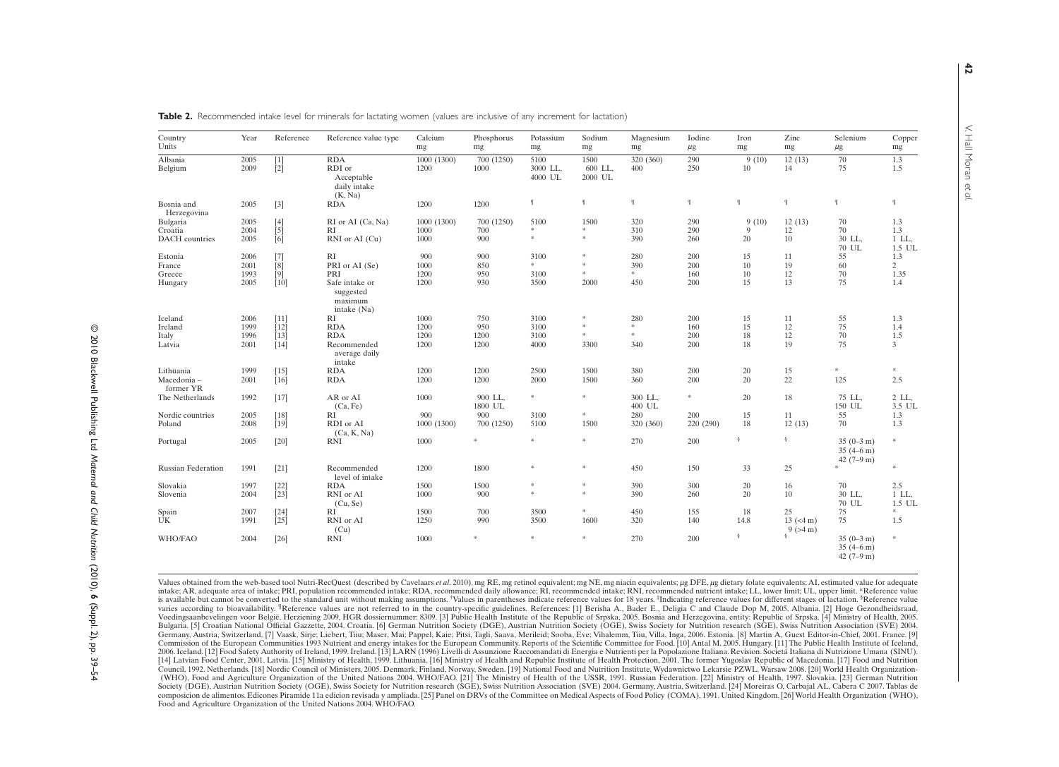**Table 2.** Recommended intake level for minerals for lactating women (values are inclusive of any increment for lactation)

| Country | Year | Reference | Reference value type | Calcium | Phosphorus | Potassium | Sodium | Magnesium | Iodine | Iron | Zinc | Selenium | Copper |
|---|---|---|---|---|---|---|---|---|---|---|---|---|---|
| Units | | | | mg | mg | mg | mg | mg | μg | mg | mg | μg | mg |
| Albania | 2005 | [1] | RDA | 1000 (1300) | 700 (1250) | 5100 | 1500 | 320 (360) | 290 | 9 (10) | 12 (13) | 70 | 1.3 |
| Belgium | 2009 | [2] | RDI or Acceptable daily intake (K, Na) | 1200 | 1000 | 3000 LL, 4000 UL | 600 LL, 2000 UL | 400 | 250 | 10 | 14 | 75 | 1.5 |
| Bosnia and Herzegovina | 2005 | [3] | RDA | 1200 | 1200 | ¶ | ¶ | ¶ | ¶ | ¶ | ¶ | ¶ | ¶ |
| Bulgaria | 2005 | [4] | RI or AI (Ca, Na) | 1000 (1300) | 700 (1250) | 5100 | 1500 | 320 | 290 | 9 (10) | 12 (13) | 70 | 1.3 |
| Croatia | 2004 | [5] | RI | 1000 | 700 | * | * | 310 | 290 | 9 | 12 | 70 | 1.3 |
| DACH countries | 2005 | [6] | RNI or AI (Cu) | 1000 | 900 | * | * | 390 | 260 | 20 | 10 | 30 LL, 70 UL | 1 LL, 1.5 UL |
| Estonia | 2006 | [7] | RI | 900 | 900 | 3100 | * | 280 | 200 | 15 | 11 | 55 | 1.3 |
| France | 2001 | [8] | PRI or AI (Se) | 1000 | 850 | * | * | 390 | 200 | 10 | 19 | 60 | 2 |
| Greece | 1993 | [9] | PRI | 1200 | 950 | 3100 | * | * | 160 | 10 | 12 | 70 | 1.35 |
| Hungary | 2005 | [10] | Safe intake or suggested maximum intake (Na) | 1200 | 930 | 3500 | 2000 | 450 | 200 | 15 | 13 | 75 | 1.4 |
| Iceland | 2006 | [11] | RI | 1000 | 750 | 3100 | * | 280 | 200 | 15 | 11 | 55 | 1.3 |
| Ireland | 1999 | [12] | RDA | 1200 | 950 | 3100 | * | * | 160 | 15 | 12 | 75 | 1.4 |
| Italy | 1996 | [13] | RDA | 1200 | 1200 | 3100 | * | * | 200 | 18 | 12 | 70 | 1.5 |
| Latvia | 2001 | [14] | Recommended average daily intake | 1200 | 1200 | 4000 | 3300 | 340 | 200 | 18 | 19 | 75 | 3 |
| Lithuania | 1999 | [15] | RDA | 1200 | 1200 | 2500 | 1500 | 380 | 200 | 20 | 15 | * | * |
| Macedonia – former YR | 2001 | [16] | RDA | 1200 | 1200 | 2000 | 1500 | 360 | 200 | 20 | 22 | 125 | 2.5 |
| The Netherlands | 1992 | [17] | AR or AI (Ca, Fe) | 1000 | 900 LL, 1800 UL | * | * | 300 LL, 400 UL | * | 20 | 18 | 75 LL, 150 UL | 2 LL, 3.5 UL |
| Nordic countries | 2005 | [18] | RI | 900 | 900 | 3100 | * | 280 | 200 | 15 | 11 | 55 | 1.3 |
| Poland | 2008 | [19] | RDI or AI (Ca, K, Na) | 1000 (1300) | 700 (1250) | 5100 | 1500 | 320 (360) | 220 (290) | 18 | 12 (13) | 70 | 1.3 |
| Portugal | 2005 | [20] | RNI | 1000 | * | * | * | 270 | 200 | § | § | 35 (0–3 m) 35 (4–6 m) 42 (7–9 m) | * |
| Russian Federation | 1991 | [21] | Recommended level of intake | 1200 | 1800 | * | * | 450 | 150 | 33 | 25 | * | * |
| Slovakia | 1997 | [22] | RDA | 1500 | 1500 | * | * | 390 | 300 | 20 | 16 | 70 | 2.5 |
| Slovenia | 2004 | [23] | RNI or AI (Cu, Se) | 1000 | 900 | * | * | 390 | 260 | 20 | 10 | 30 LL, 70 UL | 1 LL, 1.5 UL |
| Spain | 2007 | [24] | RI | 1500 | 700 | 3500 | * | 450 | 155 | 18 | 25 | 75 | * |
| UK | 1991 | [25] | RNI or AI (Cu) | 1250 | 990 | 3500 | 1600 | 320 | 140 | 14.8 | 13 (<4 m) 9 (>4 m) | 75 | 1.5 |
| WHO/FAO | 2004 | [26] | RNI | 1000 | * | * | * | 270 | 200 | § | § | 35 (0–3 m) 35 (4–6 m) 42 (7–9 m) | * |

Values obtained from the web-based tool Nutri-RecQuest (described by Cavelaars *et al*. 2010). mg RE, mg retinol equivalent; mg NE, mg niacin equivalents; μg DFE, μg dietary folate equivalents; AI, estimated value for adequate intake; AR, adequate area of intake; PRI, population recommended intake; RDA, recommended daily allowance; RI, recommended intake; RNI, recommended nutrient intake; LL, lower limit; UL, upper limit. *Reference value is available but cannot be converted to the standard unit without making assumptions. †Values in parentheses indicate reference values for 18 years. ‡Indicating reference values for different stages of lactation. §Reference value varies according to bioavailability. ¶Reference values are not referred to in the country-specific guidelines. References: [1] Berisha A., Bader E., Deligia C and Claude Dop M, 2005. Albania. [2] Hoge Gezondheidsraad, Voedingsaanbevelingen voor België. Herziening 2009, HGR dossiernummer: 8309. [3] Public Health Institute of the Republic of Srpska, 2005. Bosnia and Herzegovina, entity: Republic of Srpska. [4] Ministry of Health, 2005. Bulgaria. [5] Croatian National Official Gazzette, 2004. Croatia. [6] German Nutrition Society (DGE), Austrian Nutrition Society (OGE), Swiss Society for Nutrition research (SGE), Swiss Nutrition Association (SVE) 2004. Germany, Austria, Switzerland. [7] Vaask, Sirje; Liebert, Tiiu; Maser, Mai; Pappel, Kaie; Pitsi, Tagli, Saava, Merileid; Sooba, Eve; Vihalemm, Tiiu, Villa, Inga, 2006. Estonia. [8] Martin A, Guest Editor-in-Chief, 2001. France. [9] Commission of the European Communities 1993 Nutrient and energy intakes for the European Community. Reports of the Scientific Committee for Food. [10] Antal M. 2005. Hungary. [11] The Public Health Institute of Iceland, 2006. Iceland. [12] Food Safety Authority of Ireland, 1999. Ireland. [13] LARN (1996) Livelli di Assunzione Raccomandati di Energia e Nutrienti per la Popolazione Italiana. Revision. Società Italiana di Nutrizione Umana (SINU). [14] Latvian Food Center, 2001. Latvia. [15] Ministry of Health, 1999. Lithuania. [16] Ministry of Health and Republic Institute of Health Protection, 2001. The former Yugoslav Republic of Macedonia. [17] Food and Nutrition Council, 1992. Netherlands. [18] Nordic Council of Ministers, 2005. Denmark, Finland, Norway, Sweden. [19] National Food and Nutrition Institute, Wydawnictwo Lekarsie PZWL, Warsaw 2008. [20] World Health Organization- (WHO), Food and Agriculture Organization of the United Nations 2004. WHO/FAO. [21] The Ministry of Health of the USSR, 1991. Russian Federation. [22] Ministry of Health, 1997. Slovakia. [23] German Nutrition Society (DGE), Austrian Nutrition Society (OGE), Swiss Society for Nutrition research (SGE), Swiss Nutrition Association (SVE) 2004. Germany, Austria, Switzerland. [24] Moreiras O, Carbajal AL, Cabera C 2007. Tablas de composicion de alimentos. Edicones Piramide 11a edicion revisada y ampliada. [25] Panel on DRVs of the Committee on Medical Aspects of Food Policy (COMA), 1991. United Kingdom. [26] World Health Organization (WHO), Food and Agriculture Organization of the United Nations 2004. WHO/FAO.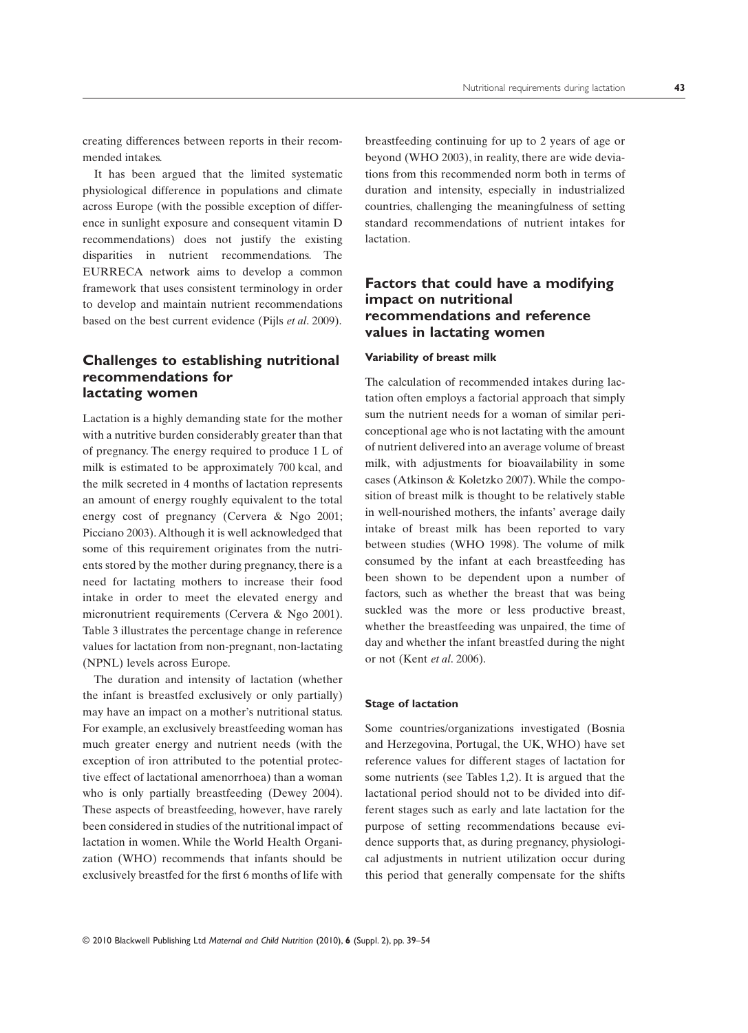creating differences between reports in their recommended intakes.

It has been argued that the limited systematic physiological difference in populations and climate across Europe (with the possible exception of difference in sunlight exposure and consequent vitamin D recommendations) does not justify the existing disparities in nutrient recommendations. The EURRECA network aims to develop a common framework that uses consistent terminology in order to develop and maintain nutrient recommendations based on the best current evidence (Pijls *et al*. 2009).

## Challenges to establishing nutritional recommendations for lactating women

Lactation is a highly demanding state for the mother with a nutritive burden considerably greater than that of pregnancy. The energy required to produce 1 L of milk is estimated to be approximately 700 kcal, and the milk secreted in 4 months of lactation represents an amount of energy roughly equivalent to the total energy cost of pregnancy (Cervera & Ngo 2001; Picciano 2003). Although it is well acknowledged that some of this requirement originates from the nutrients stored by the mother during pregnancy, there is a need for lactating mothers to increase their food intake in order to meet the elevated energy and micronutrient requirements (Cervera & Ngo 2001). Table 3 illustrates the percentage change in reference values for lactation from non-pregnant, non-lactating (NPNL) levels across Europe.

The duration and intensity of lactation (whether the infant is breastfed exclusively or only partially) may have an impact on a mother's nutritional status. For example, an exclusively breastfeeding woman has much greater energy and nutrient needs (with the exception of iron attributed to the potential protective effect of lactational amenorrhoea) than a woman who is only partially breastfeeding (Dewey 2004). These aspects of breastfeeding, however, have rarely been considered in studies of the nutritional impact of lactation in women. While the World Health Organization (WHO) recommends that infants should be exclusively breastfed for the first 6 months of life with breastfeeding continuing for up to 2 years of age or beyond (WHO 2003), in reality, there are wide deviations from this recommended norm both in terms of duration and intensity, especially in industrialized countries, challenging the meaningfulness of setting standard recommendations of nutrient intakes for lactation.

## Factors that could have a modifying impact on nutritional recommendations and reference values in lactating women

### Variability of breast milk

The calculation of recommended intakes during lactation often employs a factorial approach that simply sum the nutrient needs for a woman of similar periconceptional age who is not lactating with the amount of nutrient delivered into an average volume of breast milk, with adjustments for bioavailability in some cases (Atkinson & Koletzko 2007). While the composition of breast milk is thought to be relatively stable in well-nourished mothers, the infants' average daily intake of breast milk has been reported to vary between studies (WHO 1998). The volume of milk consumed by the infant at each breastfeeding has been shown to be dependent upon a number of factors, such as whether the breast that was being suckled was the more or less productive breast, whether the breastfeeding was unpaired, the time of day and whether the infant breastfed during the night or not (Kent *et al*. 2006).

### Stage of lactation

Some countries/organizations investigated (Bosnia and Herzegovina, Portugal, the UK, WHO) have set reference values for different stages of lactation for some nutrients (see Tables 1,2). It is argued that the lactational period should not to be divided into different stages such as early and late lactation for the purpose of setting recommendations because evidence supports that, as during pregnancy, physiological adjustments in nutrient utilization occur during this period that generally compensate for the shifts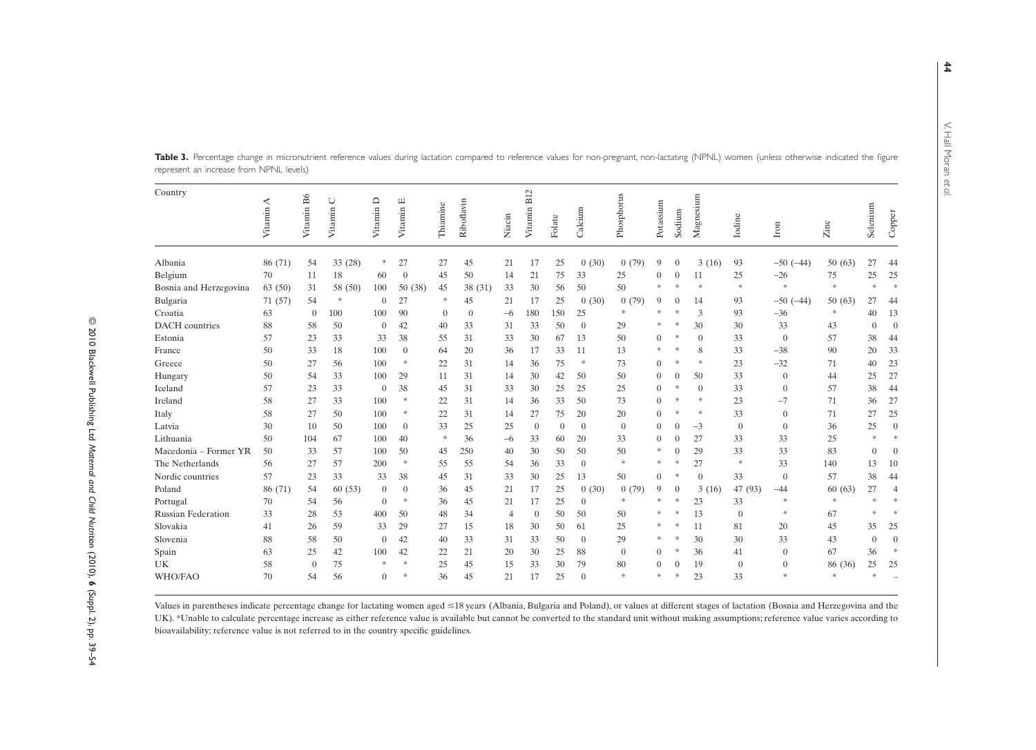**Table 3.** Percentage change in micronutrient reference values during lactation compared to reference values for non-pregnant, non-lactating (NPNL) women (unless otherwise indicated the figure represent an increase from NPNL levels)

| Country | Vitamin A | Vitamin B6 | Vitamin C | Vitamin D | Vitamin E | Thiamine | Riboflavin | Niacin | Vitamin B12 | Folate | Calcium | Phosphorus | Potassium | Sodium | Magnesium | Iodine | Iron | Zinc | Selenium | Copper |
|---|---|---|---|---|---|---|---|---|---|---|---|---|---|---|---|---|---|---|---|---|
| Albania | 86 (71) | 54 | 33 (28) | * | 27 | 27 | 45 | 21 | 17 | 25 | 0 (30) | 0 (79) | 9 | 0 | 3 (16) | 93 | −50 (−44) | 50 (63) | 27 | 44 |
| Belgium | 70 | 11 | 18 | 60 | 0 | 45 | 50 | 14 | 21 | 75 | 33 | 25 | 0 | 0 | 11 | 25 | −26 | 75 | 25 | 25 |
| Bosnia and Herzegovina | 63 (50) | 31 | 58 (50) | 100 | 50 (38) | 45 | 38 (31) | 33 | 30 | 56 | 50 | 50 | * | * | * | * | * | * | * | * |
| Bulgaria | 71 (57) | 54 | * | 0 | 27 | * | 45 | 21 | 17 | 25 | 0 (30) | 0 (79) | 9 | 0 | 14 | 93 | −50 (−44) | 50 (63) | 27 | 44 |
| Croatia | 63 | 0 | 100 | 100 | 90 | 0 | 0 | −6 | 180 | 150 | 25 | * | * | * | 3 | 93 | −36 | * | 40 | 13 |
| DACH countries | 88 | 58 | 50 | 0 | 42 | 40 | 33 | 31 | 33 | 50 | 0 | 29 | * | * | 30 | 30 | 33 | 43 | 0 | 0 |
| Estonia | 57 | 23 | 33 | 33 | 38 | 55 | 31 | 33 | 30 | 67 | 13 | 50 | 0 | * | 0 | 33 | 0 | 57 | 38 | 44 |
| France | 50 | 33 | 18 | 100 | 0 | 64 | 20 | 36 | 17 | 33 | 11 | 13 | * | * | 8 | 33 | −38 | 90 | 20 | 33 |
| Greece | 50 | 27 | 56 | 100 | * | 22 | 31 | 14 | 36 | 75 | * | 73 | 0 | * | * | 23 | −32 | 71 | 40 | 23 |
| Hungary | 50 | 54 | 33 | 100 | 29 | 11 | 31 | 14 | 30 | 42 | 50 | 50 | 0 | 0 | 50 | 33 | 0 | 44 | 25 | 27 |
| Iceland | 57 | 23 | 33 | 0 | 38 | 45 | 31 | 33 | 30 | 25 | 25 | 25 | 0 | * | 0 | 33 | 0 | 57 | 38 | 44 |
| Ireland | 58 | 27 | 33 | 100 | * | 22 | 31 | 14 | 36 | 33 | 50 | 73 | 0 | * | * | 23 | −7 | 71 | 36 | 27 |
| Italy | 58 | 27 | 50 | 100 | * | 22 | 31 | 14 | 27 | 75 | 20 | 20 | 0 | * | * | 33 | 0 | 71 | 27 | 25 |
| Latvia | 30 | 10 | 50 | 100 | 0 | 33 | 25 | 25 | 0 | 0 | 0 | 0 | 0 | 0 | −3 | 0 | 0 | 36 | 25 | 0 |
| Lithuania | 50 | 104 | 67 | 100 | 40 | * | 36 | −6 | 33 | 60 | 20 | 33 | 0 | 0 | 27 | 33 | 33 | 25 | * | * |
| Macedonia – Former YR | 50 | 33 | 57 | 100 | 50 | 45 | 250 | 40 | 30 | 50 | 50 | 50 | * | 0 | 29 | 33 | 33 | 83 | 0 | 0 |
| The Netherlands | 56 | 27 | 57 | 200 | * | 55 | 55 | 54 | 36 | 33 | 0 | * | * | * | 27 | * | 33 | 140 | 13 | 10 |
| Nordic countries | 57 | 23 | 33 | 33 | 38 | 45 | 31 | 33 | 30 | 25 | 13 | 50 | 0 | * | 0 | 33 | 0 | 57 | 38 | 44 |
| Poland | 86 (71) | 54 | 60 (53) | 0 | 0 | 36 | 45 | 21 | 17 | 25 | 0 (30) | 0 (79) | 9 | 0 | 3 (16) | 47 (93) | −44 | 60 (63) | 27 | 4 |
| Portugal | 70 | 54 | 56 | 0 | * | 36 | 45 | 21 | 17 | 25 | 0 | * | * | * | 23 | 33 | * | * | * | * |
| Russian Federation | 33 | 28 | 53 | 400 | 50 | 48 | 34 | 4 | 0 | 50 | 50 | 50 | * | * | 13 | 0 | * | 67 | * | * |
| Slovakia | 41 | 26 | 59 | 33 | 29 | 27 | 15 | 18 | 30 | 50 | 61 | 25 | * | * | 11 | 81 | 20 | 45 | 35 | 25 |
| Slovenia | 88 | 58 | 50 | 0 | 42 | 40 | 33 | 31 | 33 | 50 | 0 | 29 | * | * | 30 | 30 | 33 | 43 | 0 | 0 |
| Spain | 63 | 25 | 42 | 100 | 42 | 22 | 21 | 20 | 30 | 25 | 88 | 0 | 0 | * | 36 | 41 | 0 | 67 | 36 | * |
| UK | 58 | 0 | 75 | * | * | 25 | 45 | 15 | 33 | 30 | 79 | 80 | 0 | 0 | 19 | 0 | 0 | 86 (36) | 25 | 25 |
| WHO/FAO | 70 | 54 | 56 | 0 | * | 36 | 45 | 21 | 17 | 25 | 0 | * | * | * | 23 | 33 | * | * | * | – |

Values in parentheses indicate percentage change for lactating women aged ≤18 years (Albania, Bulgaria and Poland), or values at different stages of lactation (Bosnia and Herzegovina and the UK). *Unable to calculate percentage increase as either reference value is available but cannot be converted to the standard unit without making assumptions; reference value varies according to bioavailability; reference value is not referred to in the country specific guidelines.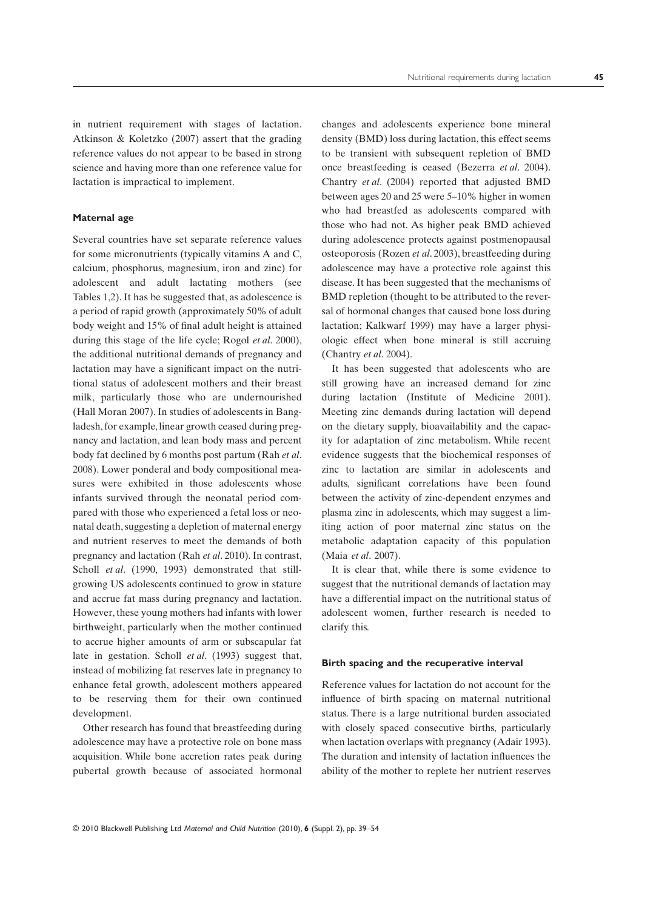in nutrient requirement with stages of lactation. Atkinson & Koletzko (2007) assert that the grading reference values do not appear to be based in strong science and having more than one reference value for lactation is impractical to implement.

### Maternal age

Several countries have set separate reference values for some micronutrients (typically vitamins A and C, calcium, phosphorus, magnesium, iron and zinc) for adolescent and adult lactating mothers (see Tables 1,2). It has be suggested that, as adolescence is a period of rapid growth (approximately 50% of adult body weight and 15% of final adult height is attained during this stage of the life cycle; Rogol *et al*. 2000), the additional nutritional demands of pregnancy and lactation may have a significant impact on the nutritional status of adolescent mothers and their breast milk, particularly those who are undernourished (Hall Moran 2007). In studies of adolescents in Bangladesh, for example, linear growth ceased during pregnancy and lactation, and lean body mass and percent body fat declined by 6 months post partum (Rah *et al*. 2008). Lower ponderal and body compositional measures were exhibited in those adolescents whose infants survived through the neonatal period compared with those who experienced a fetal loss or neonatal death, suggesting a depletion of maternal energy and nutrient reserves to meet the demands of both pregnancy and lactation (Rah *et al*. 2010). In contrast, Scholl *et al*. (1990, 1993) demonstrated that still-growing US adolescents continued to grow in stature and accrue fat mass during pregnancy and lactation. However, these young mothers had infants with lower birthweight, particularly when the mother continued to accrue higher amounts of arm or subscapular fat late in gestation. Scholl *et al*. (1993) suggest that, instead of mobilizing fat reserves late in pregnancy to enhance fetal growth, adolescent mothers appeared to be reserving them for their own continued development.

Other research has found that breastfeeding during adolescence may have a protective role on bone mass acquisition. While bone accretion rates peak during pubertal growth because of associated hormonal changes and adolescents experience bone mineral density (BMD) loss during lactation, this effect seems to be transient with subsequent repletion of BMD once breastfeeding is ceased (Bezerra *et al*. 2004). Chantry *et al*. (2004) reported that adjusted BMD between ages 20 and 25 were 5–10% higher in women who had breastfed as adolescents compared with those who had not. As higher peak BMD achieved during adolescence protects against postmenopausal osteoporosis (Rozen *et al*. 2003), breastfeeding during adolescence may have a protective role against this disease. It has been suggested that the mechanisms of BMD repletion (thought to be attributed to the reversal of hormonal changes that caused bone loss during lactation; Kalkwarf 1999) may have a larger physiologic effect when bone mineral is still accruing (Chantry *et al*. 2004).

It has been suggested that adolescents who are still growing have an increased demand for zinc during lactation (Institute of Medicine 2001). Meeting zinc demands during lactation will depend on the dietary supply, bioavailability and the capacity for adaptation of zinc metabolism. While recent evidence suggests that the biochemical responses of zinc to lactation are similar in adolescents and adults, significant correlations have been found between the activity of zinc-dependent enzymes and plasma zinc in adolescents, which may suggest a limiting action of poor maternal zinc status on the metabolic adaptation capacity of this population (Maia *et al*. 2007).

It is clear that, while there is some evidence to suggest that the nutritional demands of lactation may have a differential impact on the nutritional status of adolescent women, further research is needed to clarify this.

### Birth spacing and the recuperative interval

Reference values for lactation do not account for the influence of birth spacing on maternal nutritional status. There is a large nutritional burden associated with closely spaced consecutive births, particularly when lactation overlaps with pregnancy (Adair 1993). The duration and intensity of lactation influences the ability of the mother to replete her nutrient reserves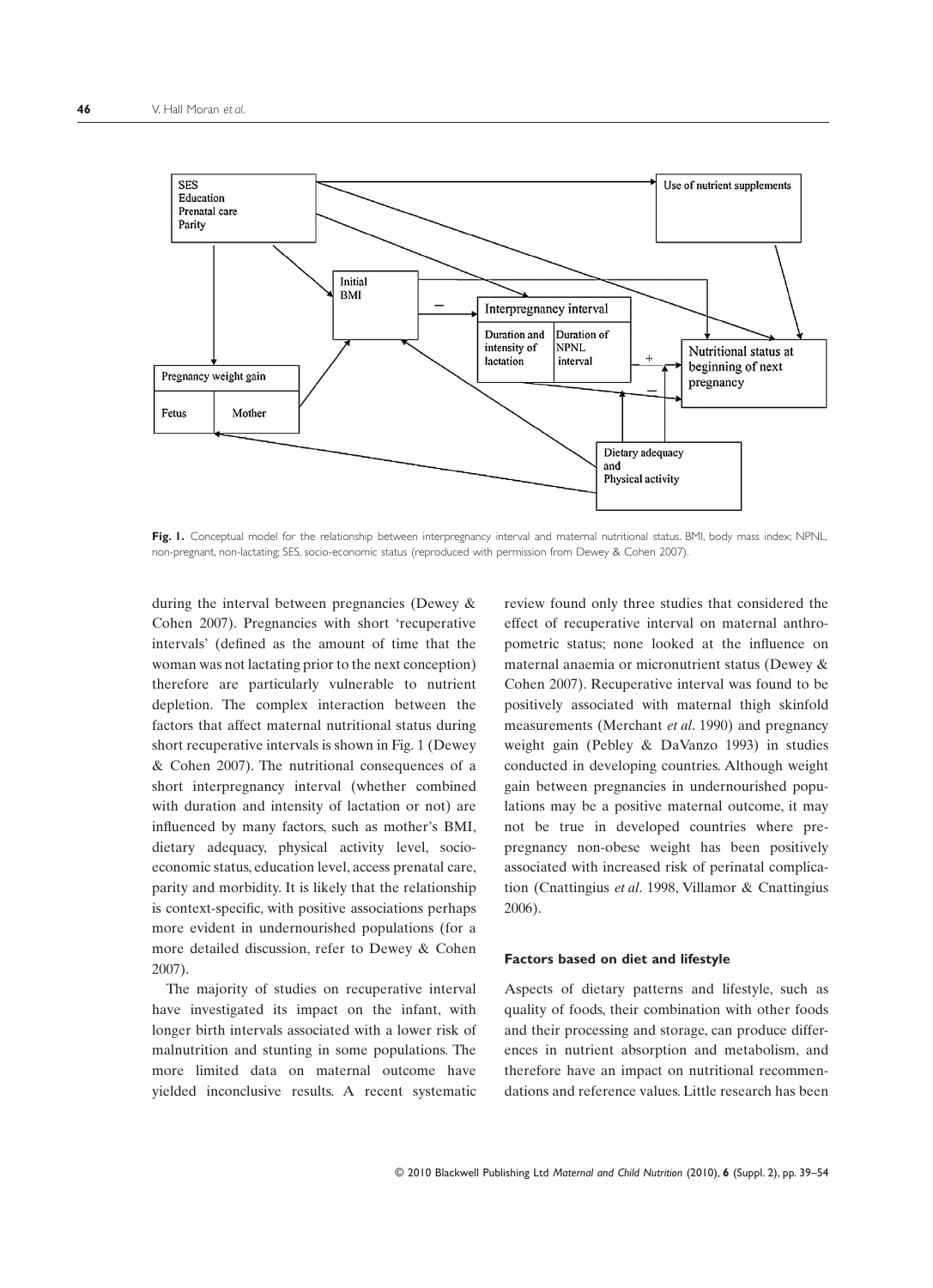**Fig. 1.** Conceptual model for the relationship between interpregnancy interval and maternal nutritional status. BMI, body mass index; NPNL, non-pregnant, non-lactating; SES, socio-economic status (reproduced with permission from Dewey & Cohen 2007).

during the interval between pregnancies (Dewey & Cohen 2007). Pregnancies with short 'recuperative intervals' (defined as the amount of time that the woman was not lactating prior to the next conception) therefore are particularly vulnerable to nutrient depletion. The complex interaction between the factors that affect maternal nutritional status during short recuperative intervals is shown in Fig. 1 (Dewey & Cohen 2007). The nutritional consequences of a short interpregnancy interval (whether combined with duration and intensity of lactation or not) are influenced by many factors, such as mother's BMI, dietary adequacy, physical activity level, socio-economic status, education level, access prenatal care, parity and morbidity. It is likely that the relationship is context-specific, with positive associations perhaps more evident in undernourished populations (for a more detailed discussion, refer to Dewey & Cohen 2007).

The majority of studies on recuperative interval have investigated its impact on the infant, with longer birth intervals associated with a lower risk of malnutrition and stunting in some populations. The more limited data on maternal outcome have yielded inconclusive results. A recent systematic review found only three studies that considered the effect of recuperative interval on maternal anthropometric status; none looked at the influence on maternal anaemia or micronutrient status (Dewey & Cohen 2007). Recuperative interval was found to be positively associated with maternal thigh skinfold measurements (Merchant *et al*. 1990) and pregnancy weight gain (Pebley & DaVanzo 1993) in studies conducted in developing countries. Although weight gain between pregnancies in undernourished populations may be a positive maternal outcome, it may not be true in developed countries where pre-pregnancy non-obese weight has been positively associated with increased risk of perinatal complication (Cnattingius *et al*. 1998, Villamor & Cnattingius 2006).

#### Factors based on diet and lifestyle

Aspects of dietary patterns and lifestyle, such as quality of foods, their combination with other foods and their processing and storage, can produce differences in nutrient absorption and metabolism, and therefore have an impact on nutritional recommendations and reference values. Little research has been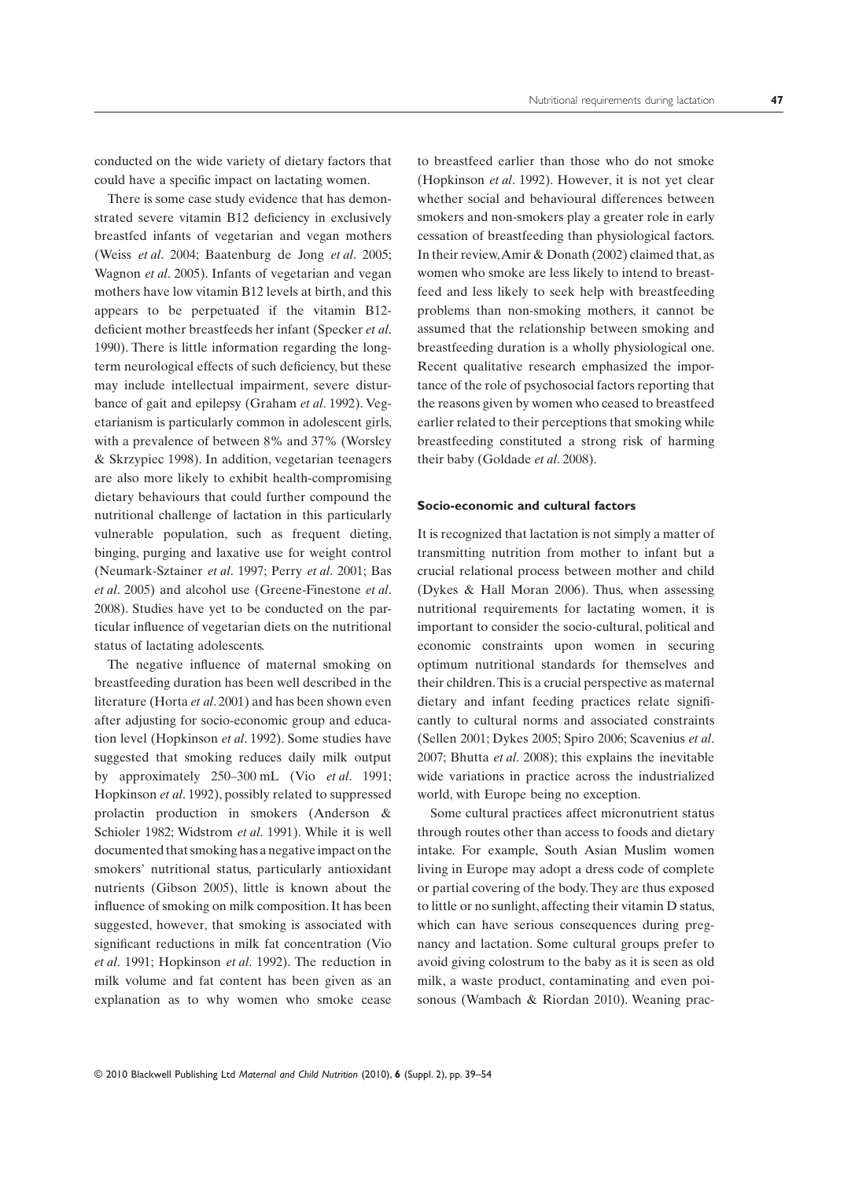conducted on the wide variety of dietary factors that could have a specific impact on lactating women.

There is some case study evidence that has demonstrated severe vitamin B12 deficiency in exclusively breastfed infants of vegetarian and vegan mothers (Weiss *et al*. 2004; Baatenburg de Jong *et al*. 2005; Wagnon *et al*. 2005). Infants of vegetarian and vegan mothers have low vitamin B12 levels at birth, and this appears to be perpetuated if the vitamin B12-deficient mother breastfeeds her infant (Specker *et al*. 1990). There is little information regarding the long-term neurological effects of such deficiency, but these may include intellectual impairment, severe disturbance of gait and epilepsy (Graham *et al*. 1992). Vegetarianism is particularly common in adolescent girls, with a prevalence of between 8% and 37% (Worsley & Skrzypiec 1998). In addition, vegetarian teenagers are also more likely to exhibit health-compromising dietary behaviours that could further compound the nutritional challenge of lactation in this particularly vulnerable population, such as frequent dieting, binging, purging and laxative use for weight control (Neumark-Sztainer *et al*. 1997; Perry *et al*. 2001; Bas *et al*. 2005) and alcohol use (Greene-Finestone *et al*. 2008). Studies have yet to be conducted on the particular influence of vegetarian diets on the nutritional status of lactating adolescents.

The negative influence of maternal smoking on breastfeeding duration has been well described in the literature (Horta *et al*. 2001) and has been shown even after adjusting for socio-economic group and education level (Hopkinson *et al*. 1992). Some studies have suggested that smoking reduces daily milk output by approximately 250–300 mL (Vio *et al*. 1991; Hopkinson *et al*. 1992), possibly related to suppressed prolactin production in smokers (Anderson & Schioler 1982; Widstrom *et al*. 1991). While it is well documented that smoking has a negative impact on the smokers' nutritional status, particularly antioxidant nutrients (Gibson 2005), little is known about the influence of smoking on milk composition. It has been suggested, however, that smoking is associated with significant reductions in milk fat concentration (Vio *et al*. 1991; Hopkinson *et al*. 1992). The reduction in milk volume and fat content has been given as an explanation as to why women who smoke cease to breastfeed earlier than those who do not smoke (Hopkinson *et al*. 1992). However, it is not yet clear whether social and behavioural differences between smokers and non-smokers play a greater role in early cessation of breastfeeding than physiological factors. In their review, Amir & Donath (2002) claimed that, as women who smoke are less likely to intend to breastfeed and less likely to seek help with breastfeeding problems than non-smoking mothers, it cannot be assumed that the relationship between smoking and breastfeeding duration is a wholly physiological one. Recent qualitative research emphasized the importance of the role of psychosocial factors reporting that the reasons given by women who ceased to breastfeed earlier related to their perceptions that smoking while breastfeeding constituted a strong risk of harming their baby (Goldade *et al*. 2008).

### Socio-economic and cultural factors

It is recognized that lactation is not simply a matter of transmitting nutrition from mother to infant but a crucial relational process between mother and child (Dykes & Hall Moran 2006). Thus, when assessing nutritional requirements for lactating women, it is important to consider the socio-cultural, political and economic constraints upon women in securing optimum nutritional standards for themselves and their children. This is a crucial perspective as maternal dietary and infant feeding practices relate significantly to cultural norms and associated constraints (Sellen 2001; Dykes 2005; Spiro 2006; Scavenius *et al*. 2007; Bhutta *et al*. 2008); this explains the inevitable wide variations in practice across the industrialized world, with Europe being no exception.

Some cultural practices affect micronutrient status through routes other than access to foods and dietary intake. For example, South Asian Muslim women living in Europe may adopt a dress code of complete or partial covering of the body. They are thus exposed to little or no sunlight, affecting their vitamin D status, which can have serious consequences during pregnancy and lactation. Some cultural groups prefer to avoid giving colostrum to the baby as it is seen as old milk, a waste product, contaminating and even poisonous (Wambach & Riordan 2010). Weaning prac-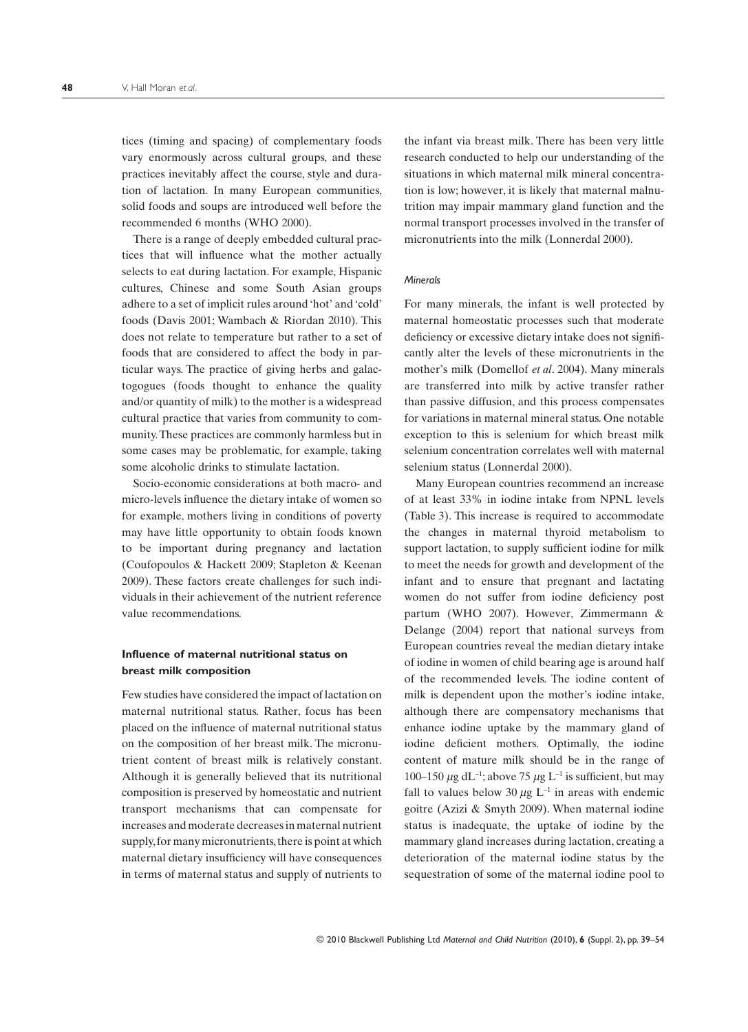tices (timing and spacing) of complementary foods vary enormously across cultural groups, and these practices inevitably affect the course, style and duration of lactation. In many European communities, solid foods and soups are introduced well before the recommended 6 months (WHO 2000).

There is a range of deeply embedded cultural practices that will influence what the mother actually selects to eat during lactation. For example, Hispanic cultures, Chinese and some South Asian groups adhere to a set of implicit rules around 'hot' and 'cold' foods (Davis 2001; Wambach & Riordan 2010). This does not relate to temperature but rather to a set of foods that are considered to affect the body in particular ways. The practice of giving herbs and galactogogues (foods thought to enhance the quality and/or quantity of milk) to the mother is a widespread cultural practice that varies from community to community. These practices are commonly harmless but in some cases may be problematic, for example, taking some alcoholic drinks to stimulate lactation.

Socio-economic considerations at both macro- and micro-levels influence the dietary intake of women so for example, mothers living in conditions of poverty may have little opportunity to obtain foods known to be important during pregnancy and lactation (Coufopoulos & Hackett 2009; Stapleton & Keenan 2009). These factors create challenges for such individuals in their achievement of the nutrient reference value recommendations.

## Influence of maternal nutritional status on breast milk composition

Few studies have considered the impact of lactation on maternal nutritional status. Rather, focus has been placed on the influence of maternal nutritional status on the composition of her breast milk. The micronutrient content of breast milk is relatively constant. Although it is generally believed that its nutritional composition is preserved by homeostatic and nutrient transport mechanisms that can compensate for increases and moderate decreases in maternal nutrient supply, for many micronutrients, there is point at which maternal dietary insufficiency will have consequences in terms of maternal status and supply of nutrients to the infant via breast milk. There has been very little research conducted to help our understanding of the situations in which maternal milk mineral concentration is low; however, it is likely that maternal malnutrition may impair mammary gland function and the normal transport processes involved in the transfer of micronutrients into the milk (Lonnerdal 2000).

### *Minerals*

For many minerals, the infant is well protected by maternal homeostatic processes such that moderate deficiency or excessive dietary intake does not significantly alter the levels of these micronutrients in the mother's milk (Domellof *et al*. 2004). Many minerals are transferred into milk by active transfer rather than passive diffusion, and this process compensates for variations in maternal mineral status. One notable exception to this is selenium for which breast milk selenium concentration correlates well with maternal selenium status (Lonnerdal 2000).

Many European countries recommend an increase of at least 33% in iodine intake from NPNL levels (Table 3). This increase is required to accommodate the changes in maternal thyroid metabolism to support lactation, to supply sufficient iodine for milk to meet the needs for growth and development of the infant and to ensure that pregnant and lactating women do not suffer from iodine deficiency post partum (WHO 2007). However, Zimmermann & Delange (2004) report that national surveys from European countries reveal the median dietary intake of iodine in women of child bearing age is around half of the recommended levels. The iodine content of milk is dependent upon the mother's iodine intake, although there are compensatory mechanisms that enhance iodine uptake by the mammary gland of iodine deficient mothers. Optimally, the iodine content of mature milk should be in the range of 100–150 $\mu$g $dL^{-1}$; above 75 $\mu$g $L^{-1}$ is sufficient, but may fall to values below 30 $\mu$g $L^{-1}$ in areas with endemic goitre (Azizi & Smyth 2009). When maternal iodine status is inadequate, the uptake of iodine by the mammary gland increases during lactation, creating a deterioration of the maternal iodine status by the sequestration of some of the maternal iodine pool to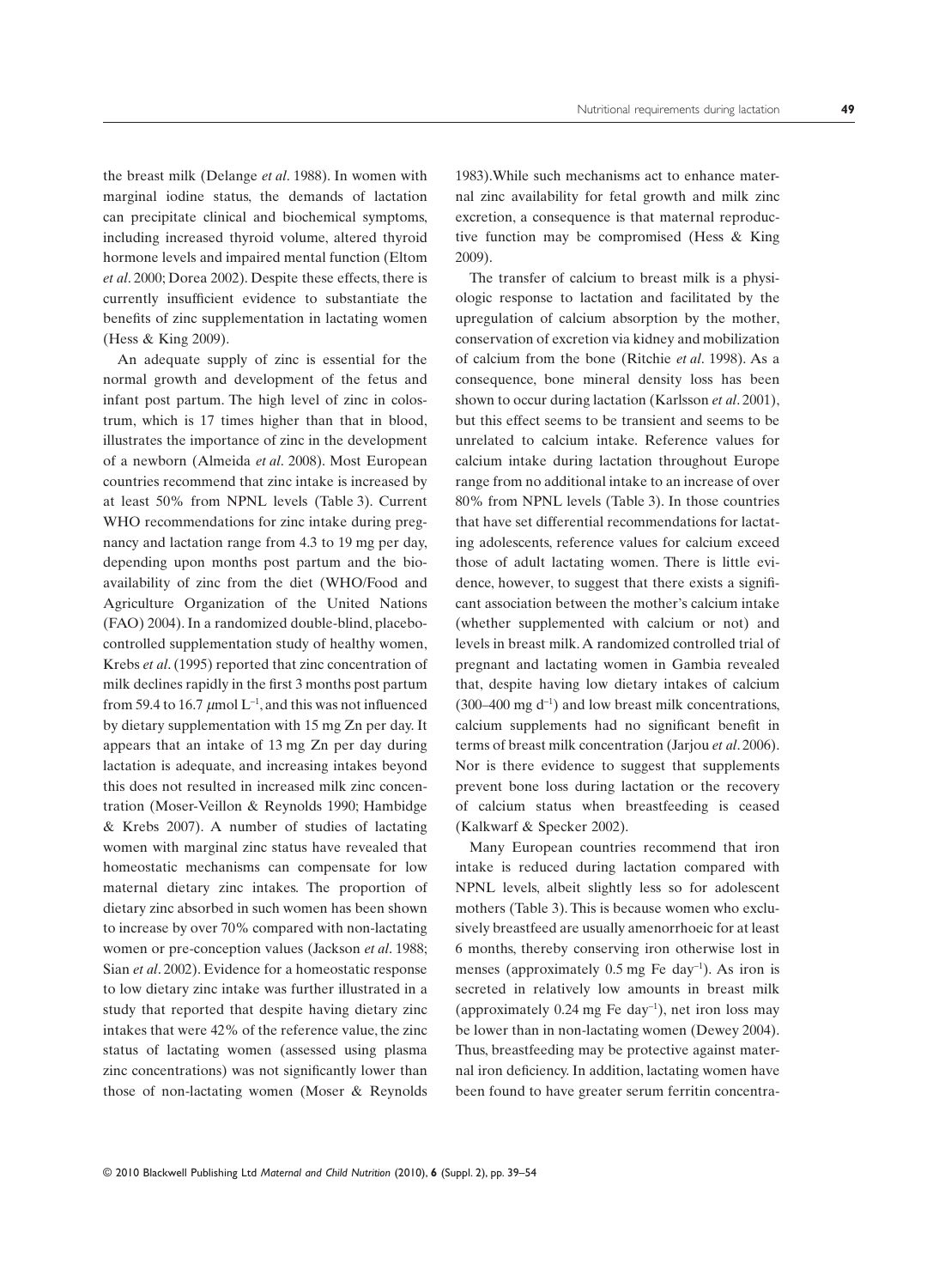the breast milk (Delange *et al*. 1988). In women with marginal iodine status, the demands of lactation can precipitate clinical and biochemical symptoms, including increased thyroid volume, altered thyroid hormone levels and impaired mental function (Eltom *et al*. 2000; Dorea 2002). Despite these effects, there is currently insufficient evidence to substantiate the benefits of zinc supplementation in lactating women (Hess & King 2009).

An adequate supply of zinc is essential for the normal growth and development of the fetus and infant post partum. The high level of zinc in colostrum, which is 17 times higher than that in blood, illustrates the importance of zinc in the development of a newborn (Almeida *et al*. 2008). Most European countries recommend that zinc intake is increased by at least 50% from NPNL levels (Table 3). Current WHO recommendations for zinc intake during pregnancy and lactation range from 4.3 to 19 mg per day, depending upon months post partum and the bioavailability of zinc from the diet (WHO/Food and Agriculture Organization of the United Nations (FAO) 2004). In a randomized double-blind, placebo-controlled supplementation study of healthy women, Krebs *et al*. (1995) reported that zinc concentration of milk declines rapidly in the first 3 months post partum from 59.4 to 16.7 $\mu$mol $L^{-1}$, and this was not influenced by dietary supplementation with 15 mg Zn per day. It appears that an intake of 13 mg Zn per day during lactation is adequate, and increasing intakes beyond this does not resulted in increased milk zinc concentration (Moser-Veillon & Reynolds 1990; Hambidge & Krebs 2007). A number of studies of lactating women with marginal zinc status have revealed that homeostatic mechanisms can compensate for low maternal dietary zinc intakes. The proportion of dietary zinc absorbed in such women has been shown to increase by over 70% compared with non-lactating women or pre-conception values (Jackson *et al*. 1988; Sian *et al*. 2002). Evidence for a homeostatic response to low dietary zinc intake was further illustrated in a study that reported that despite having dietary zinc intakes that were 42% of the reference value, the zinc status of lactating women (assessed using plasma zinc concentrations) was not significantly lower than those of non-lactating women (Moser & Reynolds 1983). While such mechanisms act to enhance maternal zinc availability for fetal growth and milk zinc excretion, a consequence is that maternal reproductive function may be compromised (Hess & King 2009).

The transfer of calcium to breast milk is a physiologic response to lactation and facilitated by the upregulation of calcium absorption by the mother, conservation of excretion via kidney and mobilization of calcium from the bone (Ritchie *et al*. 1998). As a consequence, bone mineral density loss has been shown to occur during lactation (Karlsson *et al*. 2001), but this effect seems to be transient and seems to be unrelated to calcium intake. Reference values for calcium intake during lactation throughout Europe range from no additional intake to an increase of over 80% from NPNL levels (Table 3). In those countries that have set differential recommendations for lactating adolescents, reference values for calcium exceed those of adult lactating women. There is little evidence, however, to suggest that there exists a significant association between the mother's calcium intake (whether supplemented with calcium or not) and levels in breast milk. A randomized controlled trial of pregnant and lactating women in Gambia revealed that, despite having low dietary intakes of calcium (300–400 mg $d^{-1}$) and low breast milk concentrations, calcium supplements had no significant benefit in terms of breast milk concentration (Jarjou *et al*. 2006). Nor is there evidence to suggest that supplements prevent bone loss during lactation or the recovery of calcium status when breastfeeding is ceased (Kalkwarf & Specker 2002).

Many European countries recommend that iron intake is reduced during lactation compared with NPNL levels, albeit slightly less so for adolescent mothers (Table 3). This is because women who exclusively breastfeed are usually amenorrhoeic for at least 6 months, thereby conserving iron otherwise lost in menses (approximately 0.5 mg Fe $day^{-1}$). As iron is secreted in relatively low amounts in breast milk (approximately 0.24 mg Fe $day^{-1}$), net iron loss may be lower than in non-lactating women (Dewey 2004). Thus, breastfeeding may be protective against maternal iron deficiency. In addition, lactating women have been found to have greater serum ferritin concentra-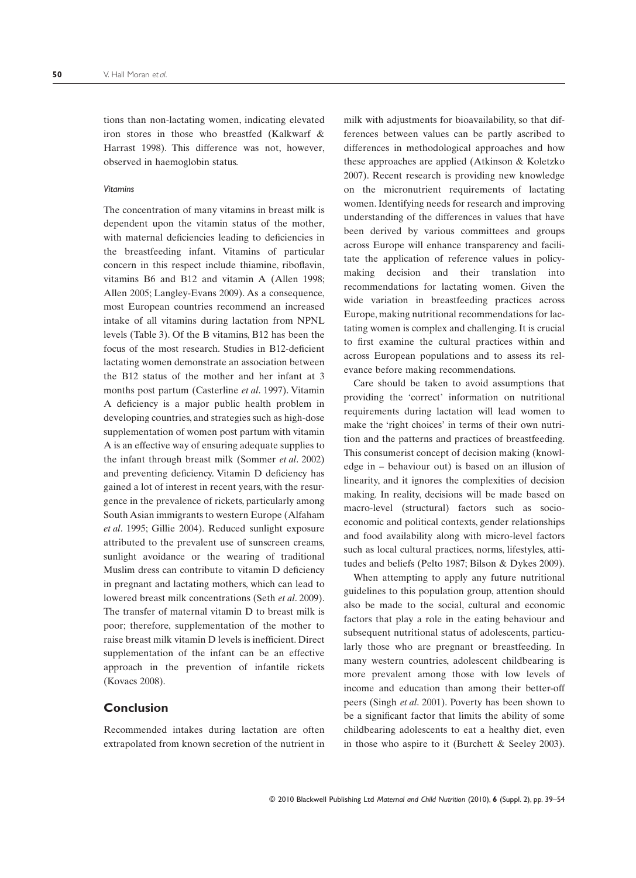tions than non-lactating women, indicating elevated iron stores in those who breastfed (Kalkwarf & Harrast 1998). This difference was not, however, observed in haemoglobin status.

#### *Vitamins*

The concentration of many vitamins in breast milk is dependent upon the vitamin status of the mother, with maternal deficiencies leading to deficiencies in the breastfeeding infant. Vitamins of particular concern in this respect include thiamine, riboflavin, vitamins B6 and B12 and vitamin A (Allen 1998; Allen 2005; Langley-Evans 2009). As a consequence, most European countries recommend an increased intake of all vitamins during lactation from NPNL levels (Table 3). Of the B vitamins, B12 has been the focus of the most research. Studies in B12-deficient lactating women demonstrate an association between the B12 status of the mother and her infant at 3 months post partum (Casterline *et al*. 1997). Vitamin A deficiency is a major public health problem in developing countries, and strategies such as high-dose supplementation of women post partum with vitamin A is an effective way of ensuring adequate supplies to the infant through breast milk (Sommer *et al*. 2002) and preventing deficiency. Vitamin D deficiency has gained a lot of interest in recent years, with the resurgence in the prevalence of rickets, particularly among South Asian immigrants to western Europe (Alfaham *et al*. 1995; Gillie 2004). Reduced sunlight exposure attributed to the prevalent use of sunscreen creams, sunlight avoidance or the wearing of traditional Muslim dress can contribute to vitamin D deficiency in pregnant and lactating mothers, which can lead to lowered breast milk concentrations (Seth *et al*. 2009). The transfer of maternal vitamin D to breast milk is poor; therefore, supplementation of the mother to raise breast milk vitamin D levels is inefficient. Direct supplementation of the infant can be an effective approach in the prevention of infantile rickets (Kovacs 2008).

## Conclusion

Recommended intakes during lactation are often extrapolated from known secretion of the nutrient in milk with adjustments for bioavailability, so that differences between values can be partly ascribed to differences in methodological approaches and how these approaches are applied (Atkinson & Koletzko 2007). Recent research is providing new knowledge on the micronutrient requirements of lactating women. Identifying needs for research and improving understanding of the differences in values that have been derived by various committees and groups across Europe will enhance transparency and facilitate the application of reference values in policy-making decision and their translation into recommendations for lactating women. Given the wide variation in breastfeeding practices across Europe, making nutritional recommendations for lactating women is complex and challenging. It is crucial to first examine the cultural practices within and across European populations and to assess its relevance before making recommendations.

Care should be taken to avoid assumptions that providing the 'correct' information on nutritional requirements during lactation will lead women to make the 'right choices' in terms of their own nutrition and the patterns and practices of breastfeeding. This consumerist concept of decision making (knowledge in – behaviour out) is based on an illusion of linearity, and it ignores the complexities of decision making. In reality, decisions will be made based on macro-level (structural) factors such as socio-economic and political contexts, gender relationships and food availability along with micro-level factors such as local cultural practices, norms, lifestyles, attitudes and beliefs (Pelto 1987; Bilson & Dykes 2009).

When attempting to apply any future nutritional guidelines to this population group, attention should also be made to the social, cultural and economic factors that play a role in the eating behaviour and subsequent nutritional status of adolescents, particularly those who are pregnant or breastfeeding. In many western countries, adolescent childbearing is more prevalent among those with low levels of income and education than among their better-off peers (Singh *et al*. 2001). Poverty has been shown to be a significant factor that limits the ability of some childbearing adolescents to eat a healthy diet, even in those who aspire to it (Burchett & Seeley 2003).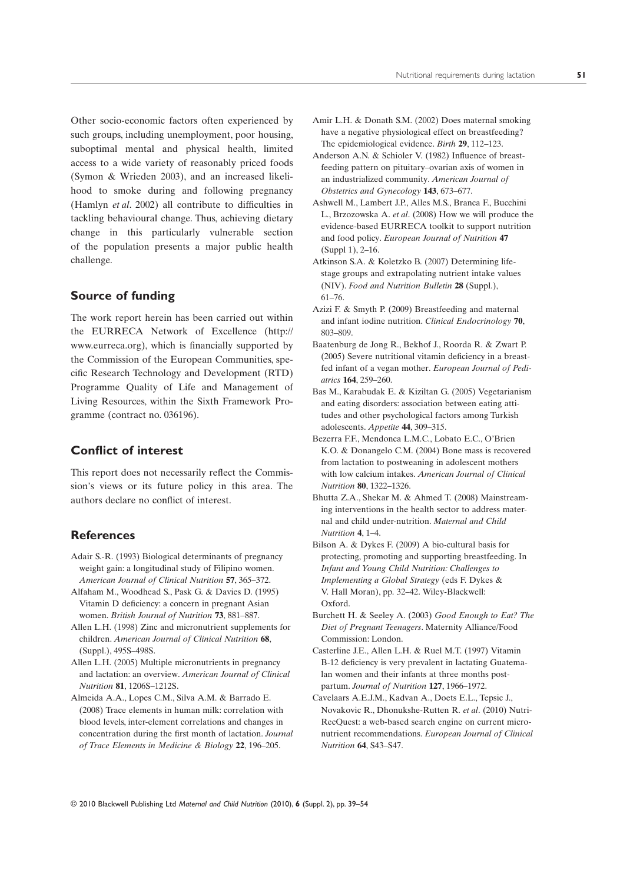Other socio-economic factors often experienced by such groups, including unemployment, poor housing, suboptimal mental and physical health, limited access to a wide variety of reasonably priced foods (Symon & Wrieden 2003), and an increased likelihood to smoke during and following pregnancy (Hamlyn *et al*. 2002) all contribute to difficulties in tackling behavioural change. Thus, achieving dietary change in this particularly vulnerable section of the population presents a major public health challenge.

## Source of funding

The work report herein has been carried out within the EURRECA Network of Excellence (http://www.eurreca.org), which is financially supported by the Commission of the European Communities, specific Research Technology and Development (RTD) Programme Quality of Life and Management of Living Resources, within the Sixth Framework Programme (contract no. 036196).

## Conflict of interest

This report does not necessarily reflect the Commission's views or its future policy in this area. The authors declare no conflict of interest.

## References

Adair S.-R. (1993) Biological determinants of pregnancy weight gain: a longitudinal study of Filipino women. *American Journal of Clinical Nutrition* **57**, 365–372.

Alfaham M., Woodhead S., Pask G. & Davies D. (1995) Vitamin D deficiency: a concern in pregnant Asian women. *British Journal of Nutrition* **73**, 881–887.

Allen L.H. (1998) Zinc and micronutrient supplements for children. *American Journal of Clinical Nutrition* **68**, (Suppl.), 495S–498S.

Allen L.H. (2005) Multiple micronutrients in pregnancy and lactation: an overview. *American Journal of Clinical Nutrition* **81**, 1206S–1212S.

Almeida A.A., Lopes C.M., Silva A.M. & Barrado E. (2008) Trace elements in human milk: correlation with blood levels, inter-element correlations and changes in concentration during the first month of lactation. *Journal of Trace Elements in Medicine & Biology* **22**, 196–205.

Amir L.H. & Donath S.M. (2002) Does maternal smoking have a negative physiological effect on breastfeeding? The epidemiological evidence. *Birth* **29**, 112–123.

Anderson A.N. & Schioler V. (1982) Influence of breastfeeding pattern on pituitary–ovarian axis of women in an industrialized community. *American Journal of Obstetrics and Gynecology* **143**, 673–677.

Ashwell M., Lambert J.P., Alles M.S., Branca F., Bucchini L., Brzozowska A. *et al*. (2008) How we will produce the evidence-based EURRECA toolkit to support nutrition and food policy. *European Journal of Nutrition* **47** (Suppl 1), 2–16.

Atkinson S.A. & Koletzko B. (2007) Determining lifestage groups and extrapolating nutrient intake values (NIV). *Food and Nutrition Bulletin* **28** (Suppl.), 61–76.

Azizi F. & Smyth P. (2009) Breastfeeding and maternal and infant iodine nutrition. *Clinical Endocrinology* **70**, 803–809.

Baatenburg de Jong R., Bekhof J., Roorda R. & Zwart P. (2005) Severe nutritional vitamin deficiency in a breastfed infant of a vegan mother. *European Journal of Pediatrics* **164**, 259–260.

Bas M., Karabudak E. & Kiziltan G. (2005) Vegetarianism and eating disorders: association between eating attitudes and other psychological factors among Turkish adolescents. *Appetite* **44**, 309–315.

Bezerra F.F., Mendonca L.M.C., Lobato E.C., O'Brien K.O. & Donangelo C.M. (2004) Bone mass is recovered from lactation to postweaning in adolescent mothers with low calcium intakes. *American Journal of Clinical Nutrition* **80**, 1322–1326.

Bhutta Z.A., Shekar M. & Ahmed T. (2008) Mainstreaming interventions in the health sector to address maternal and child under-nutrition. *Maternal and Child Nutrition* **4**, 1–4.

Bilson A. & Dykes F. (2009) A bio-cultural basis for protecting, promoting and supporting breastfeeding. In *Infant and Young Child Nutrition: Challenges to Implementing a Global Strategy* (eds F. Dykes & V. Hall Moran), pp. 32–42. Wiley-Blackwell: Oxford.

Burchett H. & Seeley A. (2003) *Good Enough to Eat? The Diet of Pregnant Teenagers*. Maternity Alliance/Food Commission: London.

Casterline J.E., Allen L.H. & Ruel M.T. (1997) Vitamin B-12 deficiency is very prevalent in lactating Guatemalan women and their infants at three months postpartum. *Journal of Nutrition* **127**, 1966–1972.

Cavelaars A.E.J.M., Kadvan A., Doets E.L., Tepsic J., Novakovic R., Dhonukshe-Rutten R. *et al*. (2010) NutriRecQuest: a web-based search engine on current micronutrient recommendations. *European Journal of Clinical Nutrition* **64**, S43–S47.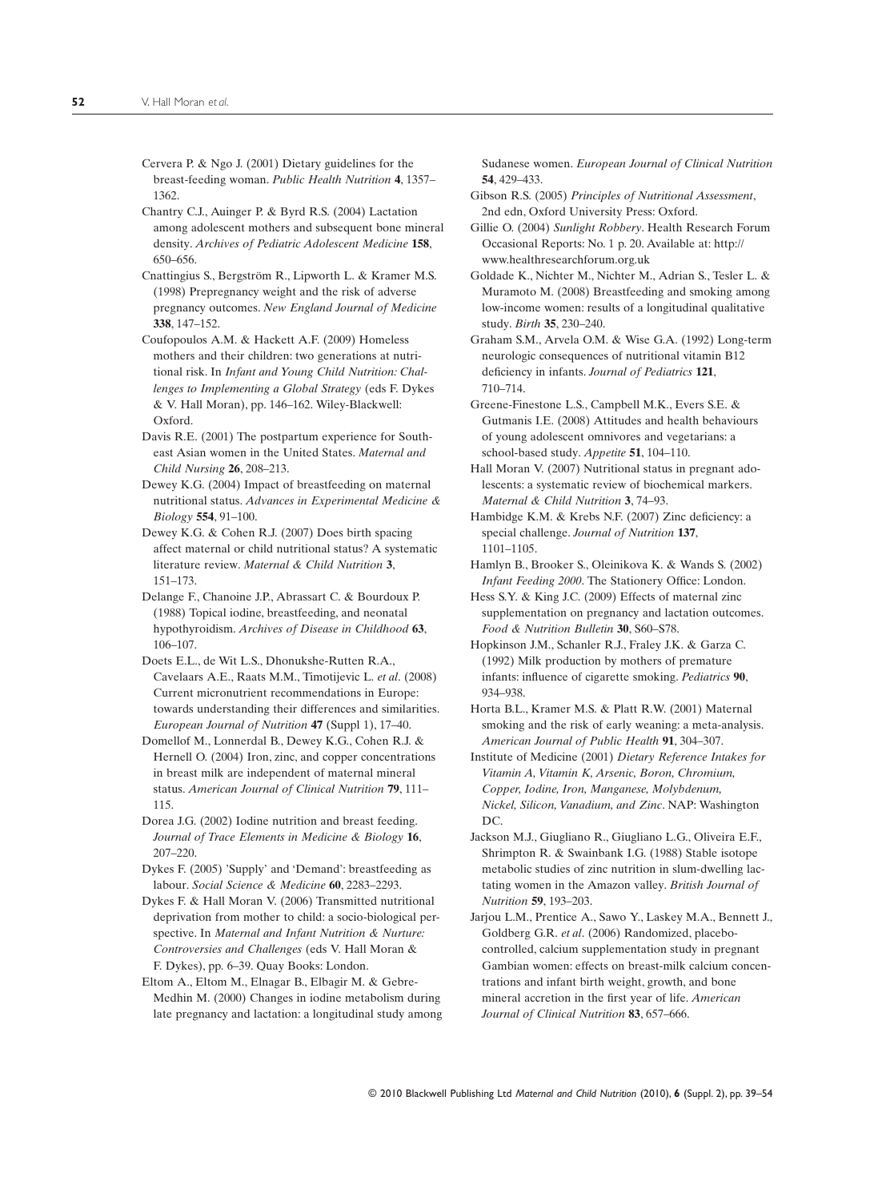Cervera P. & Ngo J. (2001) Dietary guidelines for the breast-feeding woman. *Public Health Nutrition* **4**, 1357–1362.

Chantry C.J., Auinger P. & Byrd R.S. (2004) Lactation among adolescent mothers and subsequent bone mineral density. *Archives of Pediatric Adolescent Medicine* **158**, 650–656.

Cnattingius S., Bergström R., Lipworth L. & Kramer M.S. (1998) Prepregnancy weight and the risk of adverse pregnancy outcomes. *New England Journal of Medicine* **338**, 147–152.

Coufopoulos A.M. & Hackett A.F. (2009) Homeless mothers and their children: two generations at nutritional risk. In *Infant and Young Child Nutrition: Challenges to Implementing a Global Strategy* (eds F. Dykes & V. Hall Moran), pp. 146–162. Wiley-Blackwell: Oxford.

Davis R.E. (2001) The postpartum experience for Southeast Asian women in the United States. *Maternal and Child Nursing* **26**, 208–213.

Dewey K.G. (2004) Impact of breastfeeding on maternal nutritional status. *Advances in Experimental Medicine & Biology* **554**, 91–100.

Dewey K.G. & Cohen R.J. (2007) Does birth spacing affect maternal or child nutritional status? A systematic literature review. *Maternal & Child Nutrition* **3**, 151–173.

Delange F., Chanoine J.P., Abrassart C. & Bourdoux P. (1988) Topical iodine, breastfeeding, and neonatal hypothyroidism. *Archives of Disease in Childhood* **63**, 106–107.

Doets E.L., de Wit L.S., Dhonukshe-Rutten R.A., Cavelaars A.E., Raats M.M., Timotijevic L. *et al*. (2008) Current micronutrient recommendations in Europe: towards understanding their differences and similarities. *European Journal of Nutrition* **47** (Suppl 1), 17–40.

Domellof M., Lonnerdal B., Dewey K.G., Cohen R.J. & Hernell O. (2004) Iron, zinc, and copper concentrations in breast milk are independent of maternal mineral status. *American Journal of Clinical Nutrition* **79**, 111–115.

Dorea J.G. (2002) Iodine nutrition and breast feeding. *Journal of Trace Elements in Medicine & Biology* **16**, 207–220.

Dykes F. (2005) 'Supply' and 'Demand': breastfeeding as labour. *Social Science & Medicine* **60**, 2283–2293.

Dykes F. & Hall Moran V. (2006) Transmitted nutritional deprivation from mother to child: a socio-biological perspective. In *Maternal and Infant Nutrition & Nurture: Controversies and Challenges* (eds V. Hall Moran & F. Dykes), pp. 6–39. Quay Books: London.

Eltom A., Eltom M., Elnagar B., Elbagir M. & Gebre-Medhin M. (2000) Changes in iodine metabolism during late pregnancy and lactation: a longitudinal study among Sudanese women. *European Journal of Clinical Nutrition* **54**, 429–433.

Gibson R.S. (2005) *Principles of Nutritional Assessment*, 2nd edn, Oxford University Press: Oxford.

Gillie O. (2004) *Sunlight Robbery*. Health Research Forum Occasional Reports: No. 1 p. 20. Available at: http://www.healthresearchforum.org.uk

Goldade K., Nichter M., Nichter M., Adrian S., Tesler L. & Muramoto M. (2008) Breastfeeding and smoking among low-income women: results of a longitudinal qualitative study. *Birth* **35**, 230–240.

Graham S.M., Arvela O.M. & Wise G.A. (1992) Long-term neurologic consequences of nutritional vitamin B12 deficiency in infants. *Journal of Pediatrics* **121**, 710–714.

Greene-Finestone L.S., Campbell M.K., Evers S.E. & Gutmanis I.E. (2008) Attitudes and health behaviours of young adolescent omnivores and vegetarians: a school-based study. *Appetite* **51**, 104–110.

Hall Moran V. (2007) Nutritional status in pregnant adolescents: a systematic review of biochemical markers. *Maternal & Child Nutrition* **3**, 74–93.

Hambidge K.M. & Krebs N.F. (2007) Zinc deficiency: a special challenge. *Journal of Nutrition* **137**, 1101–1105.

Hamlyn B., Brooker S., Oleinikova K. & Wands S. (2002) *Infant Feeding 2000*. The Stationery Office: London.

Hess S.Y. & King J.C. (2009) Effects of maternal zinc supplementation on pregnancy and lactation outcomes. *Food & Nutrition Bulletin* **30**, S60–S78.

Hopkinson J.M., Schanler R.J., Fraley J.K. & Garza C. (1992) Milk production by mothers of premature infants: influence of cigarette smoking. *Pediatrics* **90**, 934–938.

Horta B.L., Kramer M.S. & Platt R.W. (2001) Maternal smoking and the risk of early weaning: a meta-analysis. *American Journal of Public Health* **91**, 304–307.

Institute of Medicine (2001) *Dietary Reference Intakes for Vitamin A, Vitamin K, Arsenic, Boron, Chromium, Copper, Iodine, Iron, Manganese, Molybdenum, Nickel, Silicon, Vanadium, and Zinc*. NAP: Washington DC.

Jackson M.J., Giugliano R., Giugliano L.G., Oliveira E.F., Shrimpton R. & Swainbank I.G. (1988) Stable isotope metabolic studies of zinc nutrition in slum-dwelling lactating women in the Amazon valley. *British Journal of Nutrition* **59**, 193–203.

Jarjou L.M., Prentice A., Sawo Y., Laskey M.A., Bennett J., Goldberg G.R. *et al*. (2006) Randomized, placebo-controlled, calcium supplementation study in pregnant Gambian women: effects on breast-milk calcium concentrations and infant birth weight, growth, and bone mineral accretion in the first year of life. *American Journal of Clinical Nutrition* **83**, 657–666.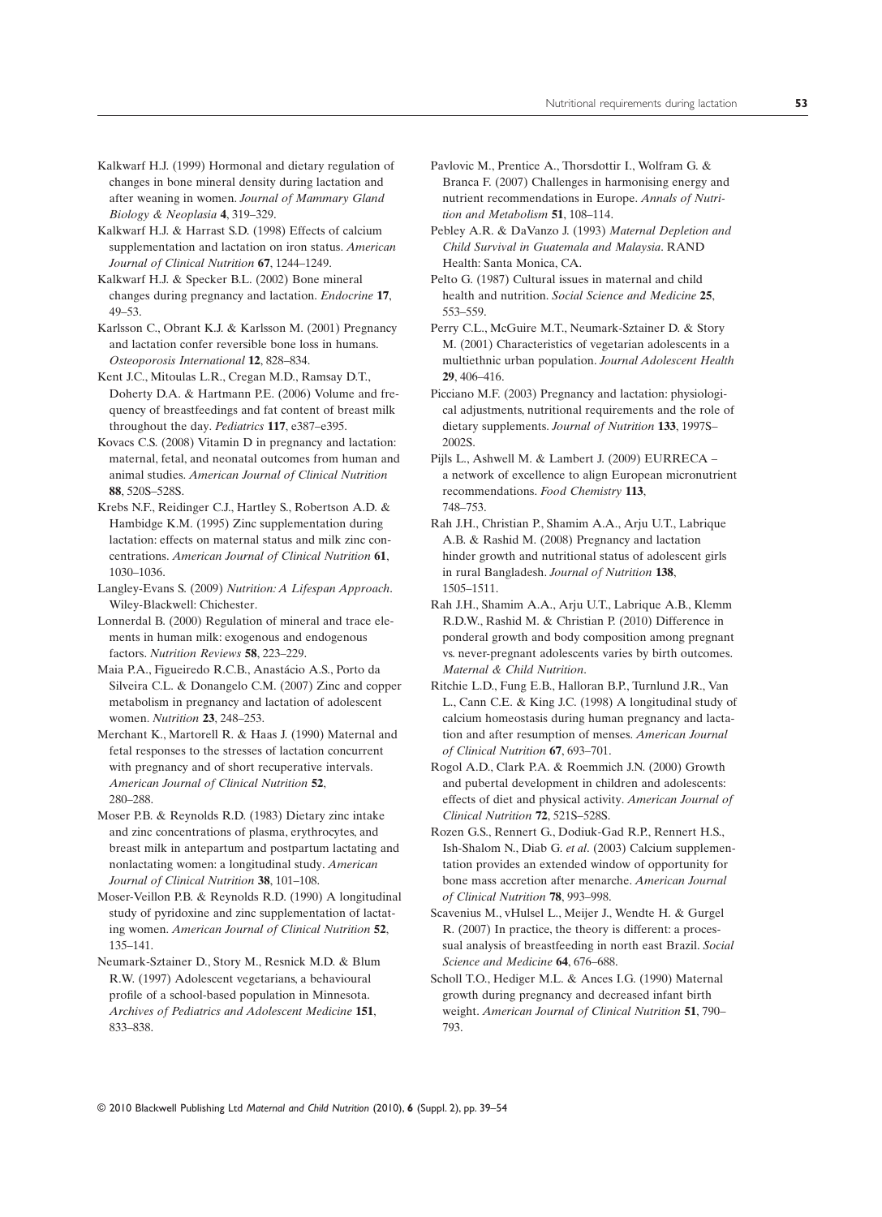Kalkwarf H.J. (1999) Hormonal and dietary regulation of changes in bone mineral density during lactation and after weaning in women. *Journal of Mammary Gland Biology & Neoplasia* **4**, 319–329.

Kalkwarf H.J. & Harrast S.D. (1998) Effects of calcium supplementation and lactation on iron status. *American Journal of Clinical Nutrition* **67**, 1244–1249.

Kalkwarf H.J. & Specker B.L. (2002) Bone mineral changes during pregnancy and lactation. *Endocrine* **17**, 49–53.

Karlsson C., Obrant K.J. & Karlsson M. (2001) Pregnancy and lactation confer reversible bone loss in humans. *Osteoporosis International* **12**, 828–834.

Kent J.C., Mitoulas L.R., Cregan M.D., Ramsay D.T., Doherty D.A. & Hartmann P.E. (2006) Volume and frequency of breastfeedings and fat content of breast milk throughout the day. *Pediatrics* **117**, e387–e395.

Kovacs C.S. (2008) Vitamin D in pregnancy and lactation: maternal, fetal, and neonatal outcomes from human and animal studies. *American Journal of Clinical Nutrition* **88**, 520S–528S.

Krebs N.F., Reidinger C.J., Hartley S., Robertson A.D. & Hambidge K.M. (1995) Zinc supplementation during lactation: effects on maternal status and milk zinc concentrations. *American Journal of Clinical Nutrition* **61**, 1030–1036.

Langley-Evans S. (2009) *Nutrition: A Lifespan Approach*. Wiley-Blackwell: Chichester.

Lonnerdal B. (2000) Regulation of mineral and trace elements in human milk: exogenous and endogenous factors. *Nutrition Reviews* **58**, 223–229.

Maia P.A., Figueiredo R.C.B., Anastácio A.S., Porto da Silveira C.L. & Donangelo C.M. (2007) Zinc and copper metabolism in pregnancy and lactation of adolescent women. *Nutrition* **23**, 248–253.

Merchant K., Martorell R. & Haas J. (1990) Maternal and fetal responses to the stresses of lactation concurrent with pregnancy and of short recuperative intervals. *American Journal of Clinical Nutrition* **52**, 280–288.

Moser P.B. & Reynolds R.D. (1983) Dietary zinc intake and zinc concentrations of plasma, erythrocytes, and breast milk in antepartum and postpartum lactating and nonlactating women: a longitudinal study. *American Journal of Clinical Nutrition* **38**, 101–108.

Moser-Veillon P.B. & Reynolds R.D. (1990) A longitudinal study of pyridoxine and zinc supplementation of lactating women. *American Journal of Clinical Nutrition* **52**, 135–141.

Neumark-Sztainer D., Story M., Resnick M.D. & Blum R.W. (1997) Adolescent vegetarians, a behavioural profile of a school-based population in Minnesota. *Archives of Pediatrics and Adolescent Medicine* **151**, 833–838.

Pavlovic M., Prentice A., Thorsdottir I., Wolfram G. & Branca F. (2007) Challenges in harmonising energy and nutrient recommendations in Europe. *Annals of Nutrition and Metabolism* **51**, 108–114.

Pebley A.R. & DaVanzo J. (1993) *Maternal Depletion and Child Survival in Guatemala and Malaysia*. RAND Health: Santa Monica, CA.

Pelto G. (1987) Cultural issues in maternal and child health and nutrition. *Social Science and Medicine* **25**, 553–559.

Perry C.L., McGuire M.T., Neumark-Sztainer D. & Story M. (2001) Characteristics of vegetarian adolescents in a multiethnic urban population. *Journal Adolescent Health* **29**, 406–416.

Picciano M.F. (2003) Pregnancy and lactation: physiological adjustments, nutritional requirements and the role of dietary supplements. *Journal of Nutrition* **133**, 1997S–2002S.

Pijls L., Ashwell M. & Lambert J. (2009) EURRECA – a network of excellence to align European micronutrient recommendations. *Food Chemistry* **113**, 748–753.

Rah J.H., Christian P., Shamim A.A., Arju U.T., Labrique A.B. & Rashid M. (2008) Pregnancy and lactation hinder growth and nutritional status of adolescent girls in rural Bangladesh. *Journal of Nutrition* **138**, 1505–1511.

Rah J.H., Shamim A.A., Arju U.T., Labrique A.B., Klemm R.D.W., Rashid M. & Christian P. (2010) Difference in ponderal growth and body composition among pregnant vs. never-pregnant adolescents varies by birth outcomes. *Maternal & Child Nutrition*.

Ritchie L.D., Fung E.B., Halloran B.P., Turnlund J.R., Van L., Cann C.E. & King J.C. (1998) A longitudinal study of calcium homeostasis during human pregnancy and lactation and after resumption of menses. *American Journal of Clinical Nutrition* **67**, 693–701.

Rogol A.D., Clark P.A. & Roemmich J.N. (2000) Growth and pubertal development in children and adolescents: effects of diet and physical activity. *American Journal of Clinical Nutrition* **72**, 521S–528S.

Rozen G.S., Rennert G., Dodiuk-Gad R.P., Rennert H.S., Ish-Shalom N., Diab G. *et al.* (2003) Calcium supplementation provides an extended window of opportunity for bone mass accretion after menarche. *American Journal of Clinical Nutrition* **78**, 993–998.

Scavenius M., vHulsel L., Meijer J., Wendte H. & Gurgel R. (2007) In practice, the theory is different: a processual analysis of breastfeeding in north east Brazil. *Social Science and Medicine* **64**, 676–688.

Scholl T.O., Hediger M.L. & Ances I.G. (1990) Maternal growth during pregnancy and decreased infant birth weight. *American Journal of Clinical Nutrition* **51**, 790–793.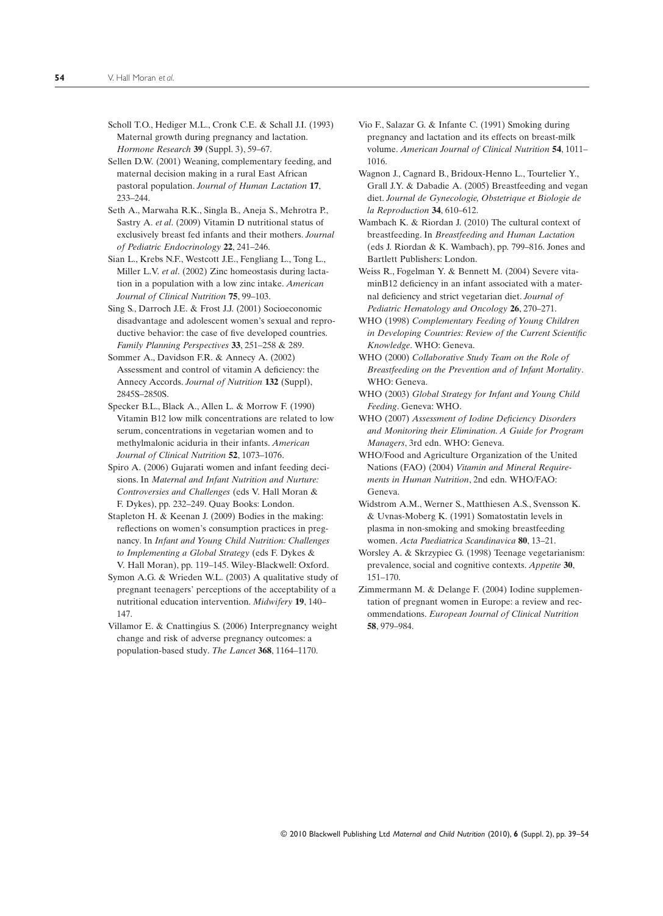Scholl T.O., Hediger M.L., Cronk C.E. & Schall J.I. (1993) Maternal growth during pregnancy and lactation. *Hormone Research* **39** (Suppl. 3), 59–67.

Sellen D.W. (2001) Weaning, complementary feeding, and maternal decision making in a rural East African pastoral population. *Journal of Human Lactation* **17**, 233–244.

Seth A., Marwaha R.K., Singla B., Aneja S., Mehrotra P., Sastry A. *et al*. (2009) Vitamin D nutritional status of exclusively breast fed infants and their mothers. *Journal of Pediatric Endocrinology* **22**, 241–246.

Sian L., Krebs N.F., Westcott J.E., Fengliang L., Tong L., Miller L.V. *et al*. (2002) Zinc homeostasis during lactation in a population with a low zinc intake. *American Journal of Clinical Nutrition* **75**, 99–103.

Sing S., Darroch J.E. & Frost J.J. (2001) Socioeconomic disadvantage and adolescent women's sexual and reproductive behavior: the case of five developed countries. *Family Planning Perspectives* **33**, 251–258 & 289.

Sommer A., Davidson F.R. & Annecy A. (2002) Assessment and control of vitamin A deficiency: the Annecy Accords. *Journal of Nutrition* **132** (Suppl), 2845S–2850S.

Specker B.L., Black A., Allen L. & Morrow F. (1990) Vitamin B12 low milk concentrations are related to low serum, concentrations in vegetarian women and to methylmalonic aciduria in their infants. *American Journal of Clinical Nutrition* **52**, 1073–1076.

Spiro A. (2006) Gujarati women and infant feeding decisions. In *Maternal and Infant Nutrition and Nurture: Controversies and Challenges* (eds V. Hall Moran & F. Dykes), pp. 232–249. Quay Books: London.

Stapleton H. & Keenan J. (2009) Bodies in the making: reflections on women's consumption practices in pregnancy. In *Infant and Young Child Nutrition: Challenges to Implementing a Global Strategy* (eds F. Dykes & V. Hall Moran), pp. 119–145. Wiley-Blackwell: Oxford.

Symon A.G. & Wrieden W.L. (2003) A qualitative study of pregnant teenagers' perceptions of the acceptability of a nutritional education intervention. *Midwifery* **19**, 140–147.

Villamor E. & Cnattingius S. (2006) Interpregnancy weight change and risk of adverse pregnancy outcomes: a population-based study. *The Lancet* **368**, 1164–1170.

Vio F., Salazar G. & Infante C. (1991) Smoking during pregnancy and lactation and its effects on breast-milk volume. *American Journal of Clinical Nutrition* **54**, 1011–1016.

Wagnon J., Cagnard B., Bridoux-Henno L., Tourtelier Y., Grall J.Y. & Dabadie A. (2005) Breastfeeding and vegan diet. *Journal de Gynecologie, Obstetrique et Biologie de la Reproduction* **34**, 610–612.

Wambach K. & Riordan J. (2010) The cultural context of breastfeeding. In *Breastfeeding and Human Lactation* (eds J. Riordan & K. Wambach), pp. 799–816. Jones and Bartlett Publishers: London.

Weiss R., Fogelman Y. & Bennett M. (2004) Severe vitaminB12 deficiency in an infant associated with a maternal deficiency and strict vegetarian diet. *Journal of Pediatric Hematology and Oncology* **26**, 270–271.

WHO (1998) *Complementary Feeding of Young Children in Developing Countries: Review of the Current Scientific Knowledge*. WHO: Geneva.

WHO (2000) *Collaborative Study Team on the Role of Breastfeeding on the Prevention and of Infant Mortality*. WHO: Geneva.

WHO (2003) *Global Strategy for Infant and Young Child Feeding*. Geneva: WHO.

WHO (2007) *Assessment of Iodine Deficiency Disorders and Monitoring their Elimination. A Guide for Program Managers*, 3rd edn. WHO: Geneva.

WHO/Food and Agriculture Organization of the United Nations (FAO) (2004) *Vitamin and Mineral Requirements in Human Nutrition*, 2nd edn. WHO/FAO: Geneva.

Widstrom A.M., Werner S., Matthiesen A.S., Svensson K. & Uvnas-Moberg K. (1991) Somatostatin levels in plasma in non-smoking and smoking breastfeeding women. *Acta Paediatrica Scandinavica* **80**, 13–21.

Worsley A. & Skrzypiec G. (1998) Teenage vegetarianism: prevalence, social and cognitive contexts. *Appetite* **30**, 151–170.

Zimmermann M. & Delange F. (2004) Iodine supplementation of pregnant women in Europe: a review and recommendations. *European Journal of Clinical Nutrition* **58**, 979–984.